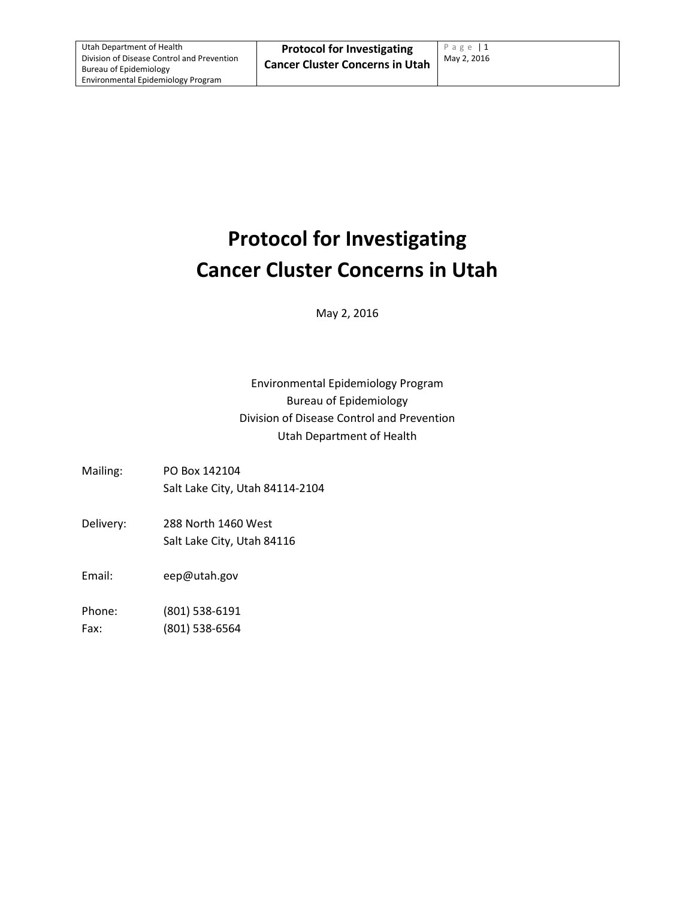# Protocol for Investigating Cancer Cluster Concerns in Utah

May 2, 2016

Environmental Epidemiology Program
Bureau of Epidemiology
Division of Disease Control and Prevention
Utah Department of Health

Mailing: PO Box 142104
Salt Lake City, Utah 84114-2104

Delivery: 288 North 1460 West
Salt Lake City, Utah 84116

Email: eep@utah.gov

Phone: (801) 538-6191
Fax: (801) 538-6564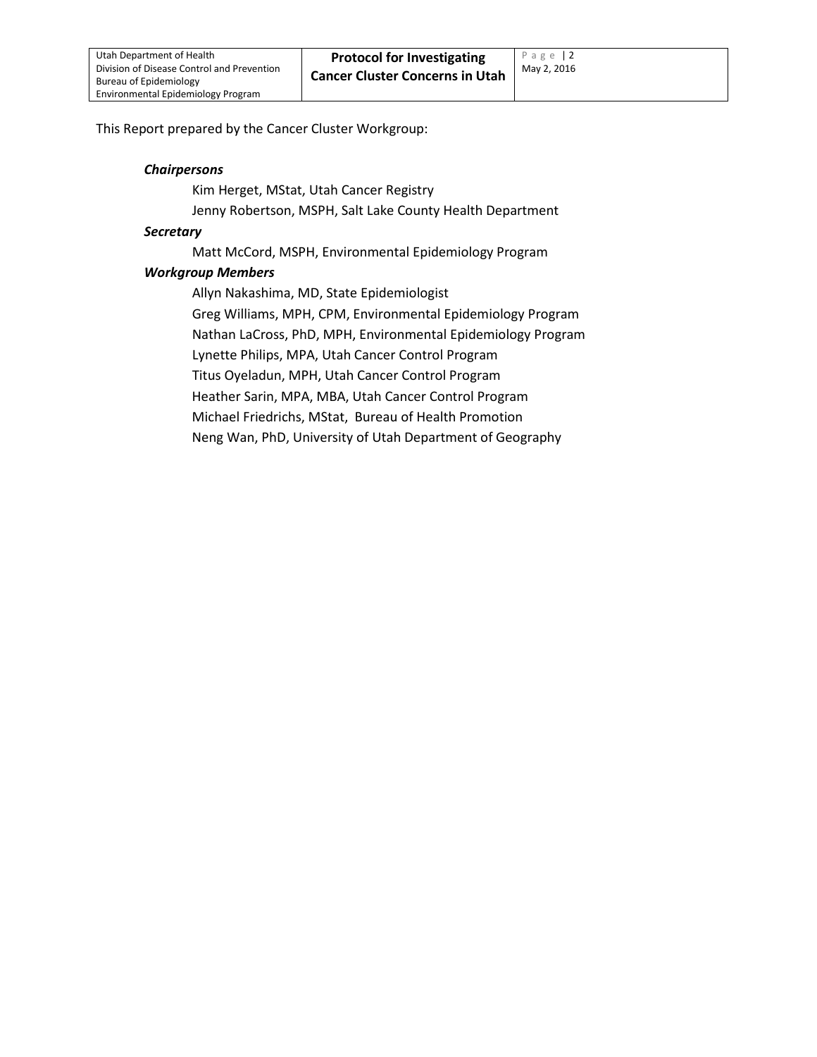This Report prepared by the Cancer Cluster Workgroup:

***Chairpersons***

Kim Herget, MStat, Utah Cancer Registry
Jenny Robertson, MSPH, Salt Lake County Health Department

***Secretary***

Matt McCord, MSPH, Environmental Epidemiology Program

***Workgroup Members***

Allyn Nakashima, MD, State Epidemiologist
Greg Williams, MPH, CPM, Environmental Epidemiology Program
Nathan LaCross, PhD, MPH, Environmental Epidemiology Program
Lynette Philips, MPA, Utah Cancer Control Program
Titus Oyeladun, MPH, Utah Cancer Control Program
Heather Sarin, MPA, MBA, Utah Cancer Control Program
Michael Friedrichs, MStat, Bureau of Health Promotion
Neng Wan, PhD, University of Utah Department of Geography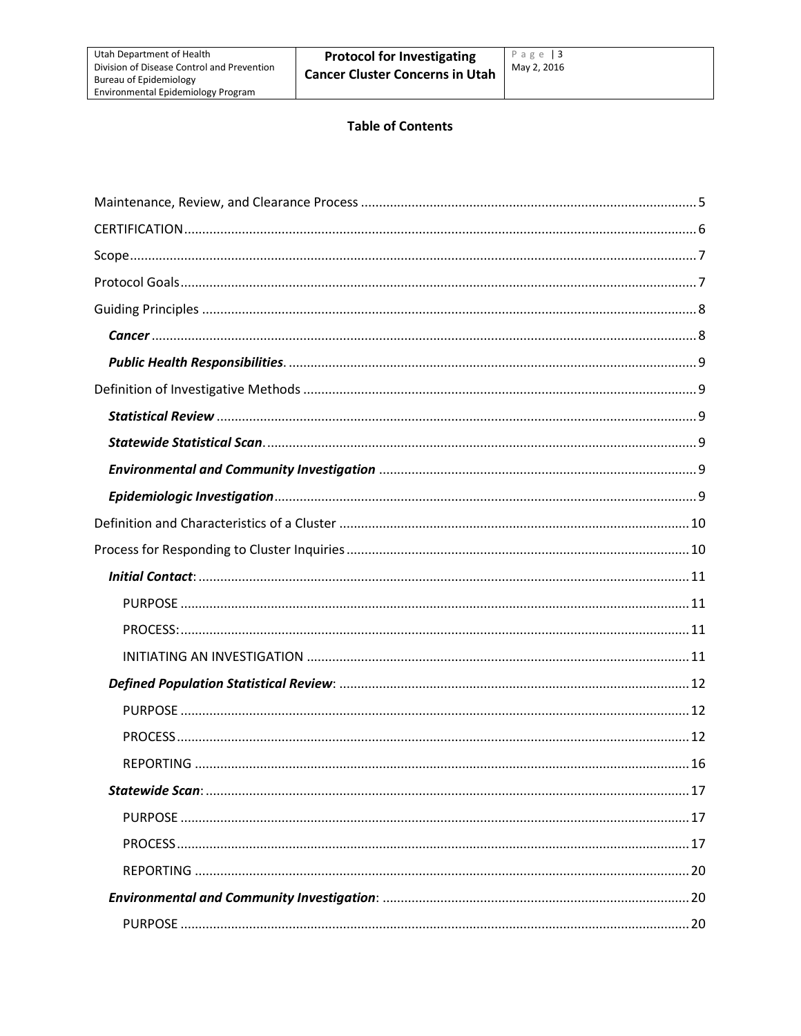## Table of Contents

Maintenance, Review, and Clearance Process ........................................................................................... 5

CERTIFICATION ........................................................................................................................................... 6

Scope ........................................................................................................................................................... 7

Protocol Goals ............................................................................................................................................. 7

Guiding Principles ....................................................................................................................................... 8

- ***Cancer*** ..................................................................................................................................................... 8
- ***Public Health Responsibilities***. ................................................................................................................ 9

Definition of Investigative Methods ............................................................................................................ 9

- ***Statistical Review*** .................................................................................................................................... 9
- ***Statewide Statistical Scan***. ..................................................................................................................... 9
- ***Environmental and Community Investigation*** ...................................................................................... 9
- ***Epidemiologic Investigation*** .................................................................................................................... 9

Definition and Characteristics of a Cluster ................................................................................................ 10

Process for Responding to Cluster Inquiries ............................................................................................. 10

- ***Initial Contact***: ....................................................................................................................................... 11
  - PURPOSE ............................................................................................................................................ 11
  - PROCESS: ............................................................................................................................................ 11
  - INITIATING AN INVESTIGATION ......................................................................................................... 11
- ***Defined Population Statistical Review***: ................................................................................................ 12
  - PURPOSE ............................................................................................................................................ 12
  - PROCESS ............................................................................................................................................. 12
  - REPORTING ........................................................................................................................................ 16
- ***Statewide Scan***: ..................................................................................................................................... 17
  - PURPOSE ............................................................................................................................................ 17
  - PROCESS ............................................................................................................................................. 17
  - REPORTING ........................................................................................................................................ 20
- ***Environmental and Community Investigation***: ................................................................................... 20
  - PURPOSE ............................................................................................................................................ 20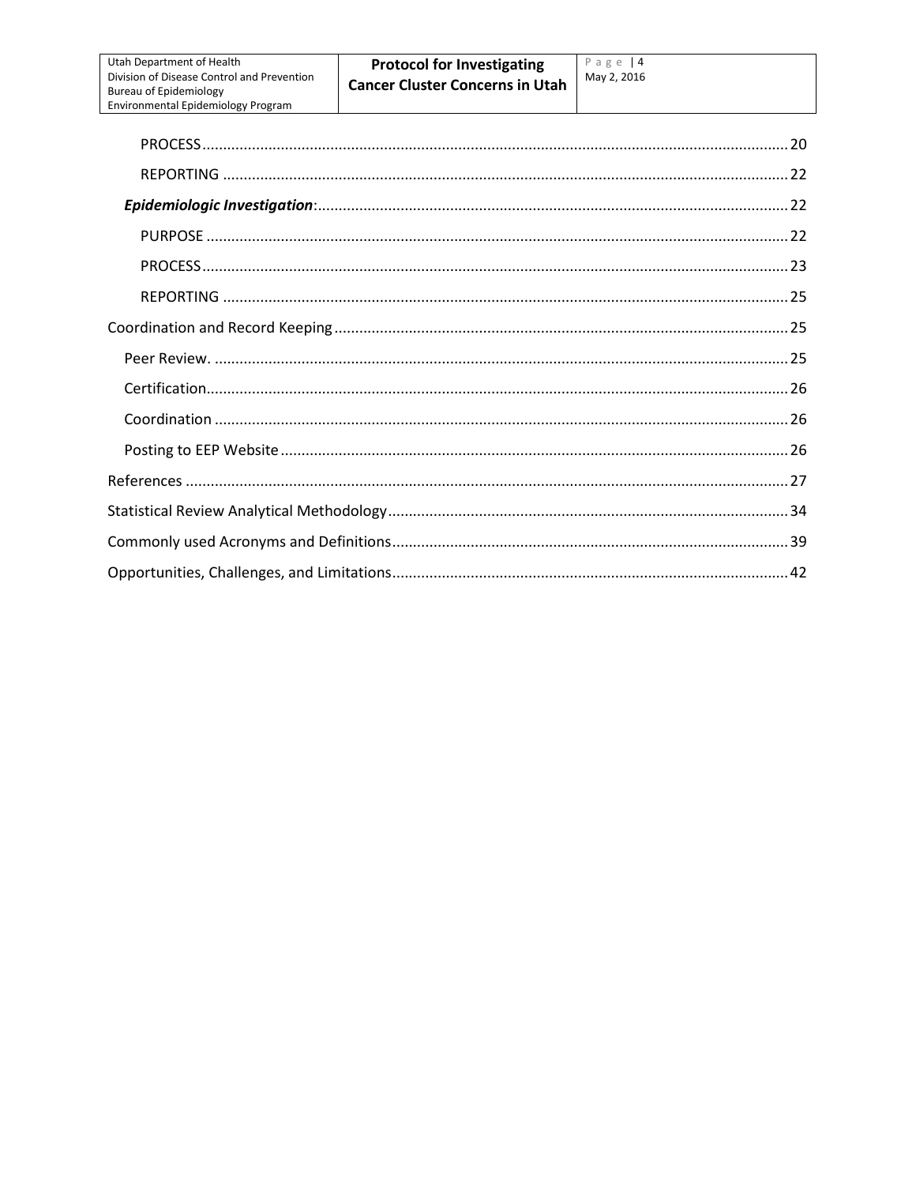PROCESS .......... 20

REPORTING .......... 22

***Epidemiologic Investigation***: .......... 22

PURPOSE .......... 22

PROCESS .......... 23

REPORTING .......... 25

Coordination and Record Keeping .......... 25

Peer Review. .......... 25

Certification .......... 26

Coordination .......... 26

Posting to EEP Website .......... 26

References .......... 27

Statistical Review Analytical Methodology .......... 34

Commonly used Acronyms and Definitions .......... 39

Opportunities, Challenges, and Limitations .......... 42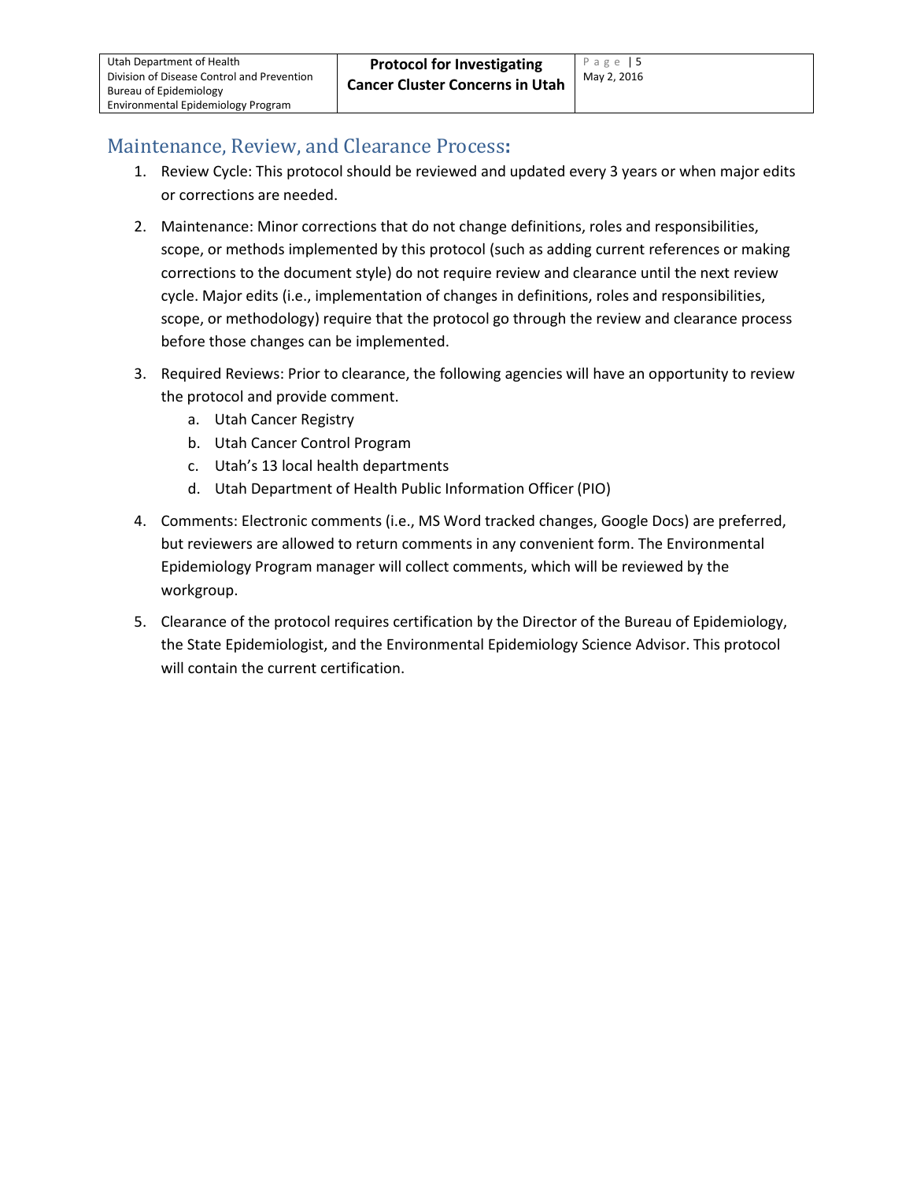## Maintenance, Review, and Clearance Process:

1. Review Cycle: This protocol should be reviewed and updated every 3 years or when major edits or corrections are needed.
2. Maintenance: Minor corrections that do not change definitions, roles and responsibilities, scope, or methods implemented by this protocol (such as adding current references or making corrections to the document style) do not require review and clearance until the next review cycle. Major edits (i.e., implementation of changes in definitions, roles and responsibilities, scope, or methodology) require that the protocol go through the review and clearance process before those changes can be implemented.
3. Required Reviews: Prior to clearance, the following agencies will have an opportunity to review the protocol and provide comment.
    a. Utah Cancer Registry
    b. Utah Cancer Control Program
    c. Utah's 13 local health departments
    d. Utah Department of Health Public Information Officer (PIO)
4. Comments: Electronic comments (i.e., MS Word tracked changes, Google Docs) are preferred, but reviewers are allowed to return comments in any convenient form. The Environmental Epidemiology Program manager will collect comments, which will be reviewed by the workgroup.
5. Clearance of the protocol requires certification by the Director of the Bureau of Epidemiology, the State Epidemiologist, and the Environmental Epidemiology Science Advisor. This protocol will contain the current certification.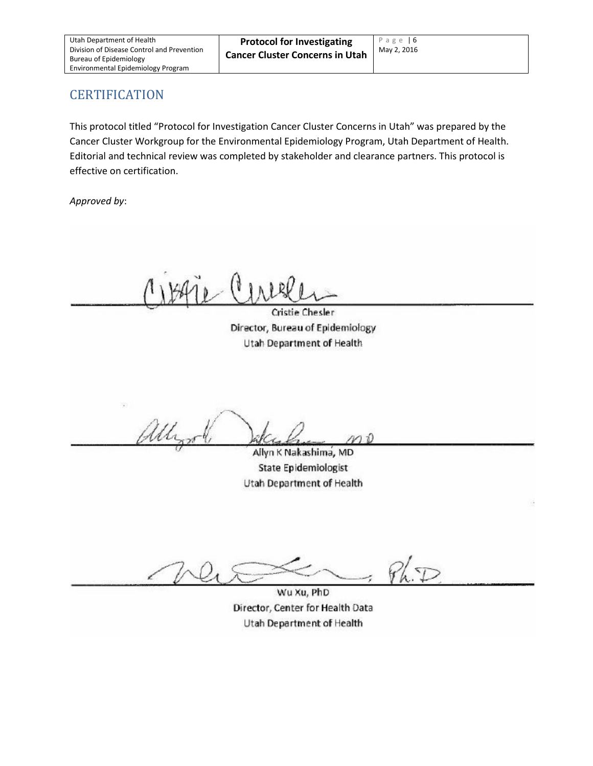## CERTIFICATION

This protocol titled "Protocol for Investigation Cancer Cluster Concerns in Utah" was prepared by the Cancer Cluster Workgroup for the Environmental Epidemiology Program, Utah Department of Health. Editorial and technical review was completed by stakeholder and clearance partners. This protocol is effective on certification.

*Approved by*:

Cristie Chesler
Director, Bureau of Epidemiology
Utah Department of Health

Allyn K Nakashima, MD
State Epidemiologist
Utah Department of Health

Wu Xu, PhD
Director, Center for Health Data
Utah Department of Health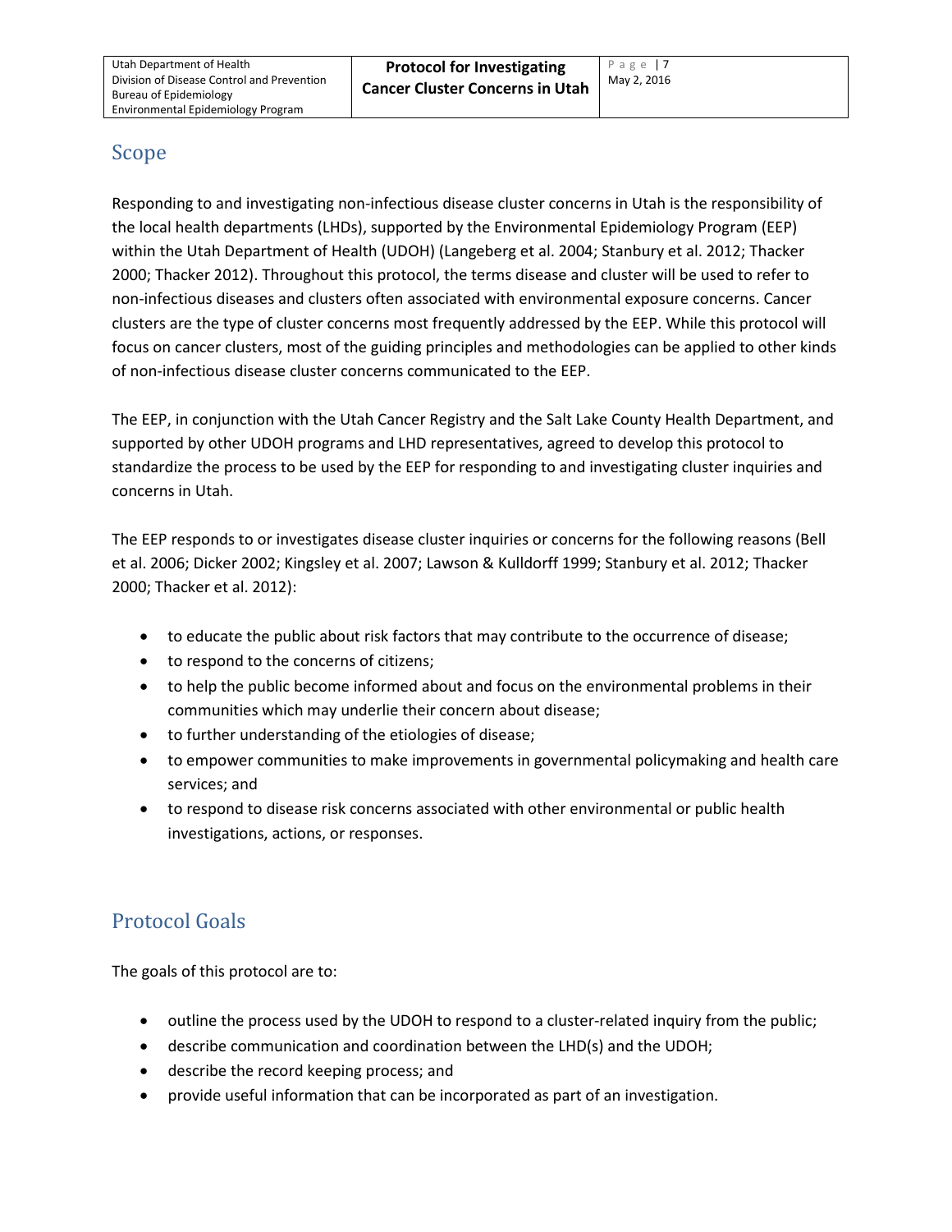## Scope

Responding to and investigating non-infectious disease cluster concerns in Utah is the responsibility of the local health departments (LHDs), supported by the Environmental Epidemiology Program (EEP) within the Utah Department of Health (UDOH) (Langeberg et al. 2004; Stanbury et al. 2012; Thacker 2000; Thacker 2012). Throughout this protocol, the terms disease and cluster will be used to refer to non-infectious diseases and clusters often associated with environmental exposure concerns. Cancer clusters are the type of cluster concerns most frequently addressed by the EEP. While this protocol will focus on cancer clusters, most of the guiding principles and methodologies can be applied to other kinds of non-infectious disease cluster concerns communicated to the EEP.

The EEP, in conjunction with the Utah Cancer Registry and the Salt Lake County Health Department, and supported by other UDOH programs and LHD representatives, agreed to develop this protocol to standardize the process to be used by the EEP for responding to and investigating cluster inquiries and concerns in Utah.

The EEP responds to or investigates disease cluster inquiries or concerns for the following reasons (Bell et al. 2006; Dicker 2002; Kingsley et al. 2007; Lawson & Kulldorff 1999; Stanbury et al. 2012; Thacker 2000; Thacker et al. 2012):

- to educate the public about risk factors that may contribute to the occurrence of disease;
- to respond to the concerns of citizens;
- to help the public become informed about and focus on the environmental problems in their communities which may underlie their concern about disease;
- to further understanding of the etiologies of disease;
- to empower communities to make improvements in governmental policymaking and health care services; and
- to respond to disease risk concerns associated with other environmental or public health investigations, actions, or responses.

## Protocol Goals

The goals of this protocol are to:

- outline the process used by the UDOH to respond to a cluster-related inquiry from the public;
- describe communication and coordination between the LHD(s) and the UDOH;
- describe the record keeping process; and
- provide useful information that can be incorporated as part of an investigation.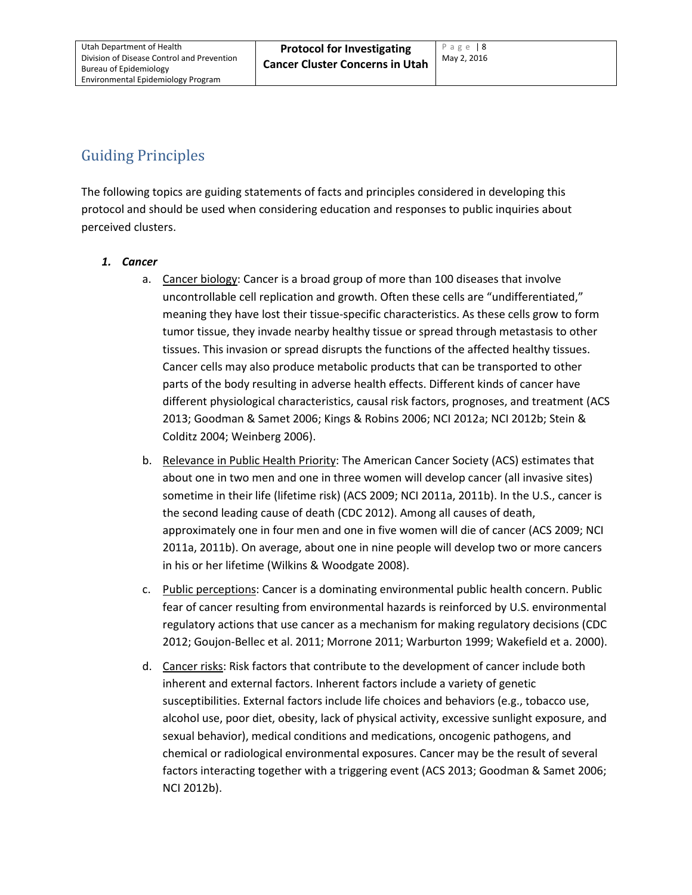## Guiding Principles

The following topics are guiding statements of facts and principles considered in developing this protocol and should be used when considering education and responses to public inquiries about perceived clusters.

1. ***Cancer***
   a. Cancer biology: Cancer is a broad group of more than 100 diseases that involve uncontrollable cell replication and growth. Often these cells are "undifferentiated," meaning they have lost their tissue-specific characteristics. As these cells grow to form tumor tissue, they invade nearby healthy tissue or spread through metastasis to other tissues. This invasion or spread disrupts the functions of the affected healthy tissues. Cancer cells may also produce metabolic products that can be transported to other parts of the body resulting in adverse health effects. Different kinds of cancer have different physiological characteristics, causal risk factors, prognoses, and treatment (ACS 2013; Goodman & Samet 2006; Kings & Robins 2006; NCI 2012a; NCI 2012b; Stein & Colditz 2004; Weinberg 2006).

   b. Relevance in Public Health Priority: The American Cancer Society (ACS) estimates that about one in two men and one in three women will develop cancer (all invasive sites) sometime in their life (lifetime risk) (ACS 2009; NCI 2011a, 2011b). In the U.S., cancer is the second leading cause of death (CDC 2012). Among all causes of death, approximately one in four men and one in five women will die of cancer (ACS 2009; NCI 2011a, 2011b). On average, about one in nine people will develop two or more cancers in his or her lifetime (Wilkins & Woodgate 2008).

   c. Public perceptions: Cancer is a dominating environmental public health concern. Public fear of cancer resulting from environmental hazards is reinforced by U.S. environmental regulatory actions that use cancer as a mechanism for making regulatory decisions (CDC 2012; Goujon-Bellec et al. 2011; Morrone 2011; Warburton 1999; Wakefield et a. 2000).

   d. Cancer risks: Risk factors that contribute to the development of cancer include both inherent and external factors. Inherent factors include a variety of genetic susceptibilities. External factors include life choices and behaviors (e.g., tobacco use, alcohol use, poor diet, obesity, lack of physical activity, excessive sunlight exposure, and sexual behavior), medical conditions and medications, oncogenic pathogens, and chemical or radiological environmental exposures. Cancer may be the result of several factors interacting together with a triggering event (ACS 2013; Goodman & Samet 2006; NCI 2012b).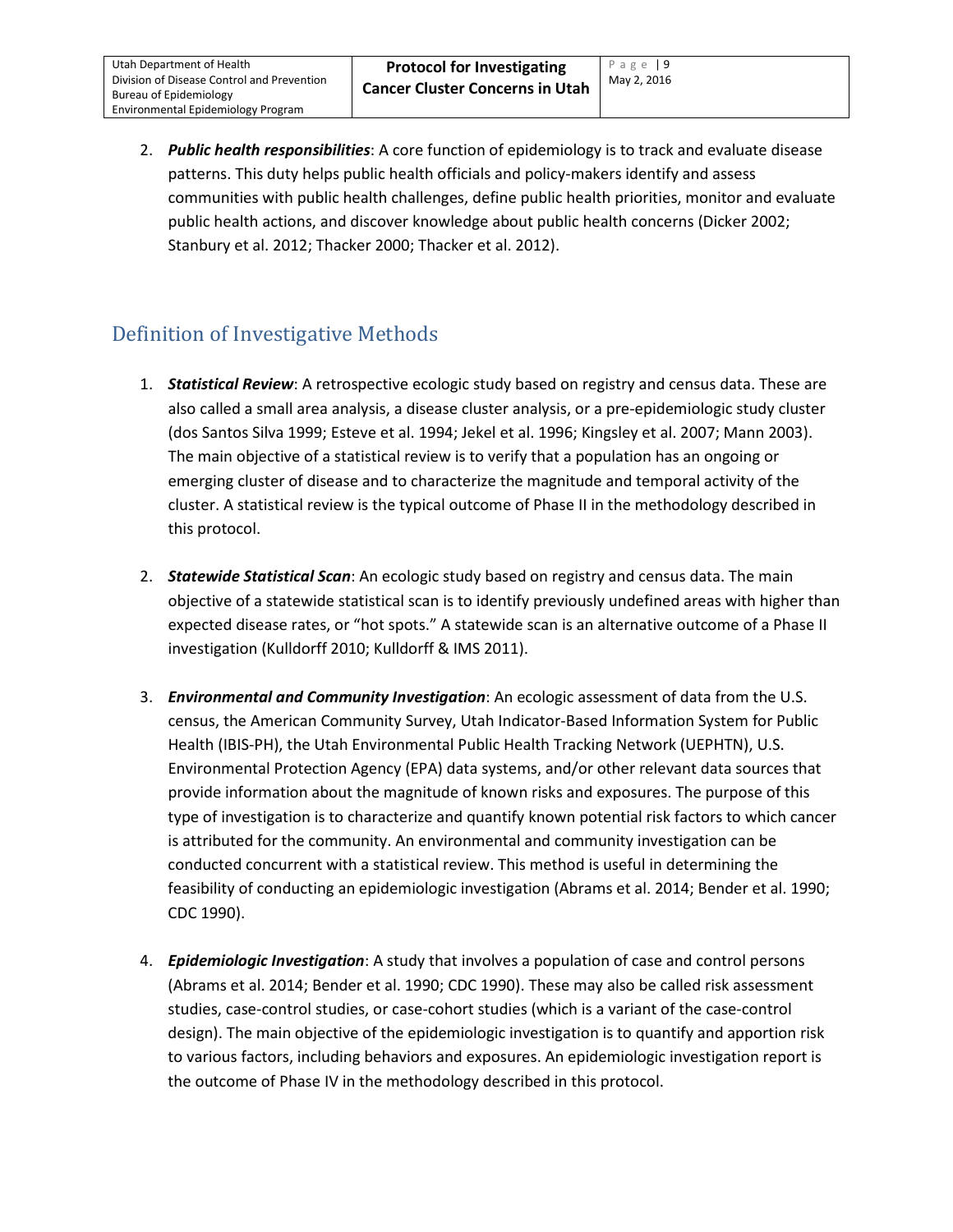2. ***Public health responsibilities***: A core function of epidemiology is to track and evaluate disease patterns. This duty helps public health officials and policy-makers identify and assess communities with public health challenges, define public health priorities, monitor and evaluate public health actions, and discover knowledge about public health concerns (Dicker 2002; Stanbury et al. 2012; Thacker 2000; Thacker et al. 2012).

## Definition of Investigative Methods

1. ***Statistical Review***: A retrospective ecologic study based on registry and census data. These are also called a small area analysis, a disease cluster analysis, or a pre-epidemiologic study cluster (dos Santos Silva 1999; Esteve et al. 1994; Jekel et al. 1996; Kingsley et al. 2007; Mann 2003). The main objective of a statistical review is to verify that a population has an ongoing or emerging cluster of disease and to characterize the magnitude and temporal activity of the cluster. A statistical review is the typical outcome of Phase II in the methodology described in this protocol.

2. ***Statewide Statistical Scan***: An ecologic study based on registry and census data. The main objective of a statewide statistical scan is to identify previously undefined areas with higher than expected disease rates, or "hot spots." A statewide scan is an alternative outcome of a Phase II investigation (Kulldorff 2010; Kulldorff & IMS 2011).

3. ***Environmental and Community Investigation***: An ecologic assessment of data from the U.S. census, the American Community Survey, Utah Indicator-Based Information System for Public Health (IBIS-PH), the Utah Environmental Public Health Tracking Network (UEPHTN), U.S. Environmental Protection Agency (EPA) data systems, and/or other relevant data sources that provide information about the magnitude of known risks and exposures. The purpose of this type of investigation is to characterize and quantify known potential risk factors to which cancer is attributed for the community. An environmental and community investigation can be conducted concurrent with a statistical review. This method is useful in determining the feasibility of conducting an epidemiologic investigation (Abrams et al. 2014; Bender et al. 1990; CDC 1990).

4. ***Epidemiologic Investigation***: A study that involves a population of case and control persons (Abrams et al. 2014; Bender et al. 1990; CDC 1990). These may also be called risk assessment studies, case-control studies, or case-cohort studies (which is a variant of the case-control design). The main objective of the epidemiologic investigation is to quantify and apportion risk to various factors, including behaviors and exposures. An epidemiologic investigation report is the outcome of Phase IV in the methodology described in this protocol.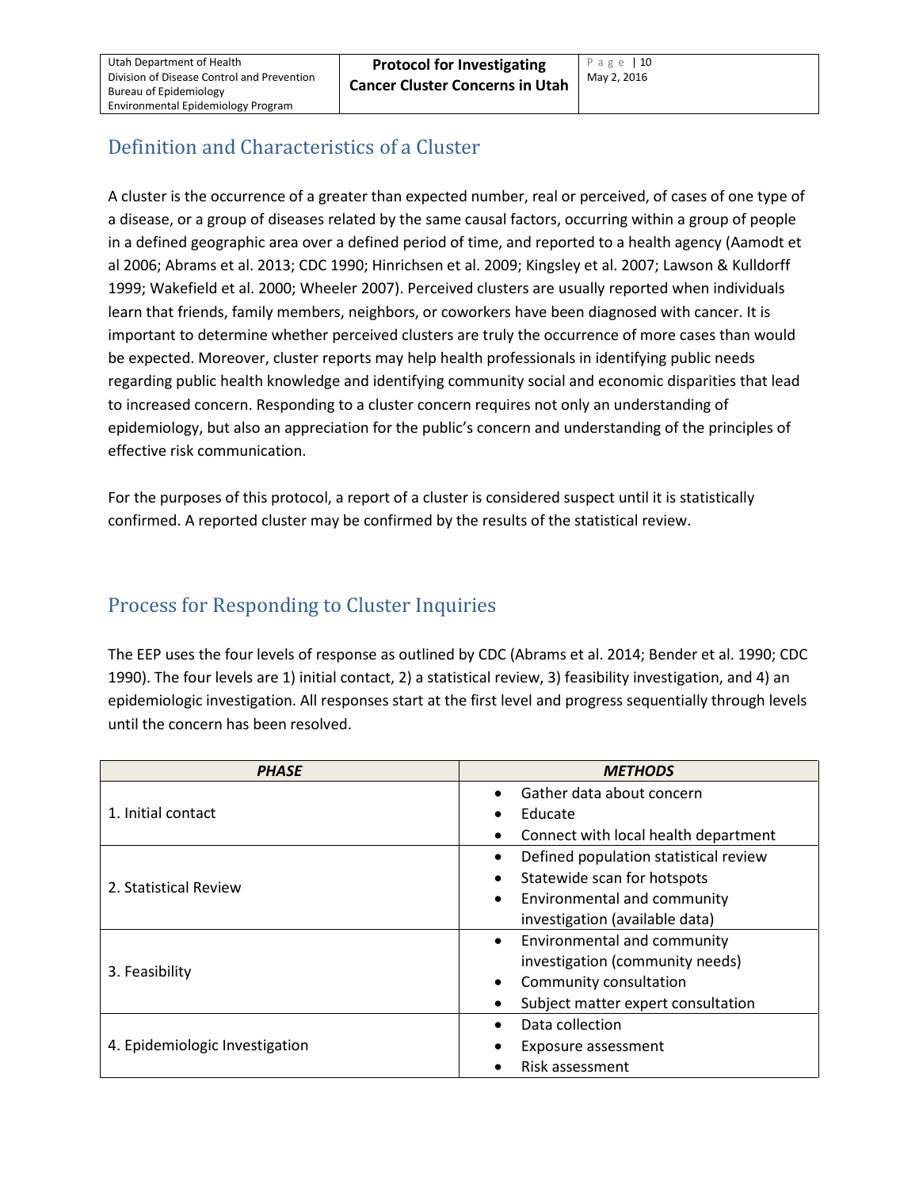## Definition and Characteristics of a Cluster

A cluster is the occurrence of a greater than expected number, real or perceived, of cases of one type of a disease, or a group of diseases related by the same causal factors, occurring within a group of people in a defined geographic area over a defined period of time, and reported to a health agency (Aamodt et al 2006; Abrams et al. 2013; CDC 1990; Hinrichsen et al. 2009; Kingsley et al. 2007; Lawson & Kulldorff 1999; Wakefield et al. 2000; Wheeler 2007). Perceived clusters are usually reported when individuals learn that friends, family members, neighbors, or coworkers have been diagnosed with cancer. It is important to determine whether perceived clusters are truly the occurrence of more cases than would be expected. Moreover, cluster reports may help health professionals in identifying public needs regarding public health knowledge and identifying community social and economic disparities that lead to increased concern. Responding to a cluster concern requires not only an understanding of epidemiology, but also an appreciation for the public's concern and understanding of the principles of effective risk communication.

For the purposes of this protocol, a report of a cluster is considered suspect until it is statistically confirmed. A reported cluster may be confirmed by the results of the statistical review.

## Process for Responding to Cluster Inquiries

The EEP uses the four levels of response as outlined by CDC (Abrams et al. 2014; Bender et al. 1990; CDC 1990). The four levels are 1) initial contact, 2) a statistical review, 3) feasibility investigation, and 4) an epidemiologic investigation. All responses start at the first level and progress sequentially through levels until the concern has been resolved.

| ***PHASE*** | ***METHODS*** |
|---|---|
| 1. Initial contact | • Gather data about concern<br>• Educate<br>• Connect with local health department |
| 2. Statistical Review | • Defined population statistical review<br>• Statewide scan for hotspots<br>• Environmental and community investigation (available data) |
| 3. Feasibility | • Environmental and community investigation (community needs)<br>• Community consultation<br>• Subject matter expert consultation |
| 4. Epidemiologic Investigation | • Data collection<br>• Exposure assessment<br>• Risk assessment |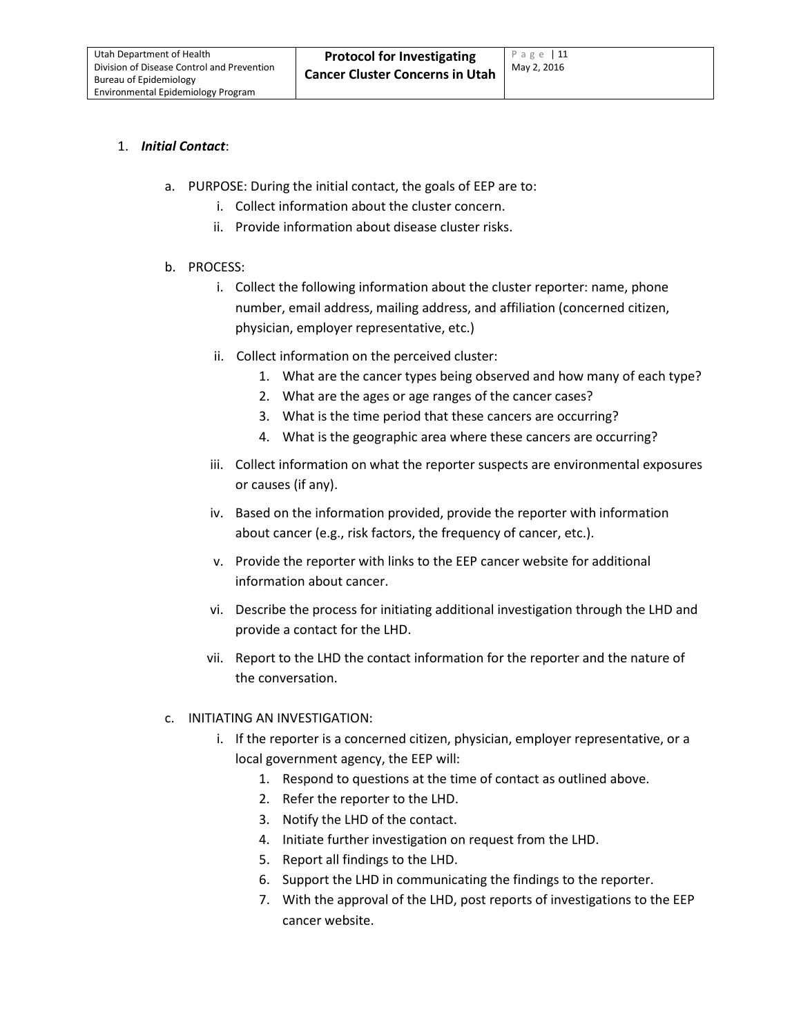1. ***Initial Contact***:

   a. PURPOSE: During the initial contact, the goals of EEP are to:

      i. Collect information about the cluster concern.

      ii. Provide information about disease cluster risks.

   b. PROCESS:

      i. Collect the following information about the cluster reporter: name, phone number, email address, mailing address, and affiliation (concerned citizen, physician, employer representative, etc.)

      ii. Collect information on the perceived cluster:

         1. What are the cancer types being observed and how many of each type?
         2. What are the ages or age ranges of the cancer cases?
         3. What is the time period that these cancers are occurring?
         4. What is the geographic area where these cancers are occurring?

      iii. Collect information on what the reporter suspects are environmental exposures or causes (if any).

      iv. Based on the information provided, provide the reporter with information about cancer (e.g., risk factors, the frequency of cancer, etc.).

      v. Provide the reporter with links to the EEP cancer website for additional information about cancer.

      vi. Describe the process for initiating additional investigation through the LHD and provide a contact for the LHD.

      vii. Report to the LHD the contact information for the reporter and the nature of the conversation.

   c. INITIATING AN INVESTIGATION:

      i. If the reporter is a concerned citizen, physician, employer representative, or a local government agency, the EEP will:

         1. Respond to questions at the time of contact as outlined above.
         2. Refer the reporter to the LHD.
         3. Notify the LHD of the contact.
         4. Initiate further investigation on request from the LHD.
         5. Report all findings to the LHD.
         6. Support the LHD in communicating the findings to the reporter.
         7. With the approval of the LHD, post reports of investigations to the EEP cancer website.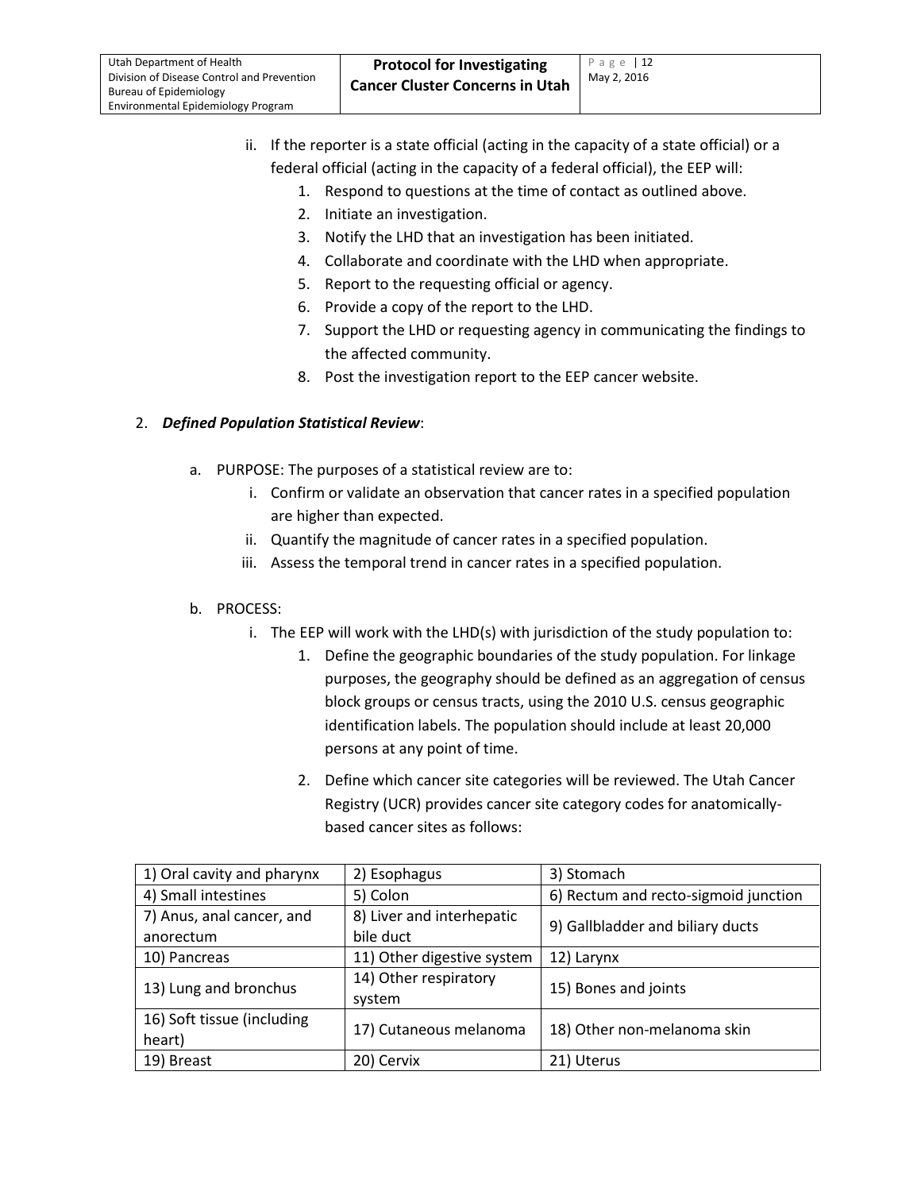ii. If the reporter is a state official (acting in the capacity of a state official) or a federal official (acting in the capacity of a federal official), the EEP will:
    1. Respond to questions at the time of contact as outlined above.
    2. Initiate an investigation.
    3. Notify the LHD that an investigation has been initiated.
    4. Collaborate and coordinate with the LHD when appropriate.
    5. Report to the requesting official or agency.
    6. Provide a copy of the report to the LHD.
    7. Support the LHD or requesting agency in communicating the findings to the affected community.
    8. Post the investigation report to the EEP cancer website.

2. ***Defined Population Statistical Review***:

    a. PURPOSE: The purposes of a statistical review are to:
        i. Confirm or validate an observation that cancer rates in a specified population are higher than expected.
        ii. Quantify the magnitude of cancer rates in a specified population.
        iii. Assess the temporal trend in cancer rates in a specified population.

    b. PROCESS:
        i. The EEP will work with the LHD(s) with jurisdiction of the study population to:
            1. Define the geographic boundaries of the study population. For linkage purposes, the geography should be defined as an aggregation of census block groups or census tracts, using the 2010 U.S. census geographic identification labels. The population should include at least 20,000 persons at any point of time.
            2. Define which cancer site categories will be reviewed. The Utah Cancer Registry (UCR) provides cancer site category codes for anatomically-based cancer sites as follows:

| | | |
|---|---|---|
| 1) Oral cavity and pharynx | 2) Esophagus | 3) Stomach |
| 4) Small intestines | 5) Colon | 6) Rectum and recto-sigmoid junction |
| 7) Anus, anal cancer, and anorectum | 8) Liver and interhepatic bile duct | 9) Gallbladder and biliary ducts |
| 10) Pancreas | 11) Other digestive system | 12) Larynx |
| 13) Lung and bronchus | 14) Other respiratory system | 15) Bones and joints |
| 16) Soft tissue (including heart) | 17) Cutaneous melanoma | 18) Other non-melanoma skin |
| 19) Breast | 20) Cervix | 21) Uterus |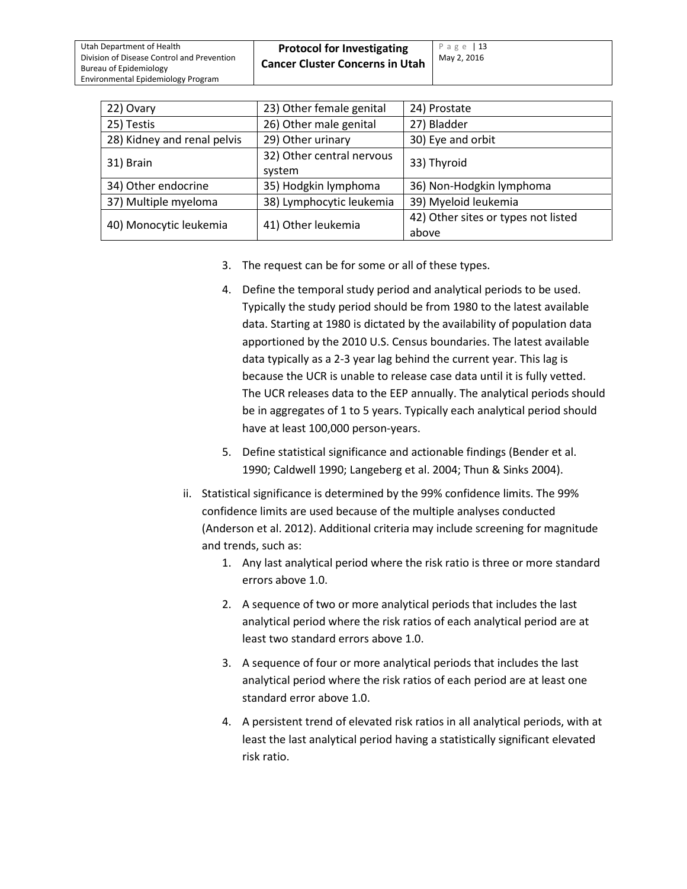| | | |
|---|---|---|
| 22) Ovary | 23) Other female genital | 24) Prostate |
| 25) Testis | 26) Other male genital | 27) Bladder |
| 28) Kidney and renal pelvis | 29) Other urinary | 30) Eye and orbit |
| 31) Brain | 32) Other central nervous system | 33) Thyroid |
| 34) Other endocrine | 35) Hodgkin lymphoma | 36) Non-Hodgkin lymphoma |
| 37) Multiple myeloma | 38) Lymphocytic leukemia | 39) Myeloid leukemia |
| 40) Monocytic leukemia | 41) Other leukemia | 42) Other sites or types not listed above |

3. The request can be for some or all of these types.
4. Define the temporal study period and analytical periods to be used. Typically the study period should be from 1980 to the latest available data. Starting at 1980 is dictated by the availability of population data apportioned by the 2010 U.S. Census boundaries. The latest available data typically as a 2-3 year lag behind the current year. This lag is because the UCR is unable to release case data until it is fully vetted. The UCR releases data to the EEP annually. The analytical periods should be in aggregates of 1 to 5 years. Typically each analytical period should have at least 100,000 person-years.
5. Define statistical significance and actionable findings (Bender et al. 1990; Caldwell 1990; Langeberg et al. 2004; Thun & Sinks 2004).

ii. Statistical significance is determined by the 99% confidence limits. The 99% confidence limits are used because of the multiple analyses conducted (Anderson et al. 2012). Additional criteria may include screening for magnitude and trends, such as:

1. Any last analytical period where the risk ratio is three or more standard errors above 1.0.
2. A sequence of two or more analytical periods that includes the last analytical period where the risk ratios of each analytical period are at least two standard errors above 1.0.
3. A sequence of four or more analytical periods that includes the last analytical period where the risk ratios of each period are at least one standard error above 1.0.
4. A persistent trend of elevated risk ratios in all analytical periods, with at least the last analytical period having a statistically significant elevated risk ratio.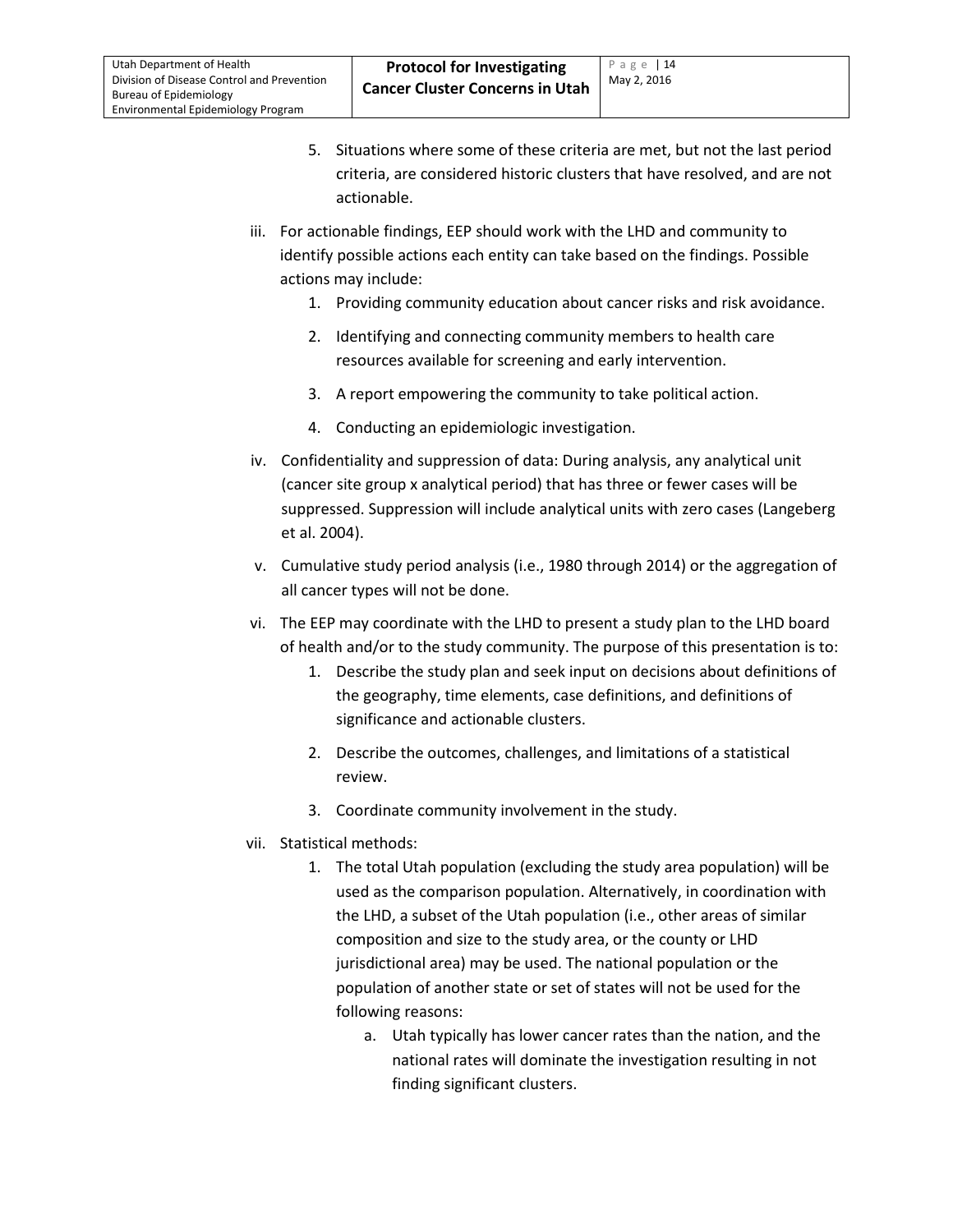5. Situations where some of these criteria are met, but not the last period criteria, are considered historic clusters that have resolved, and are not actionable.

iii. For actionable findings, EEP should work with the LHD and community to identify possible actions each entity can take based on the findings. Possible actions may include:
   1. Providing community education about cancer risks and risk avoidance.
   2. Identifying and connecting community members to health care resources available for screening and early intervention.
   3. A report empowering the community to take political action.
   4. Conducting an epidemiologic investigation.

iv. Confidentiality and suppression of data: During analysis, any analytical unit (cancer site group x analytical period) that has three or fewer cases will be suppressed. Suppression will include analytical units with zero cases (Langeberg et al. 2004).

v. Cumulative study period analysis (i.e., 1980 through 2014) or the aggregation of all cancer types will not be done.

vi. The EEP may coordinate with the LHD to present a study plan to the LHD board of health and/or to the study community. The purpose of this presentation is to:
   1. Describe the study plan and seek input on decisions about definitions of the geography, time elements, case definitions, and definitions of significance and actionable clusters.
   2. Describe the outcomes, challenges, and limitations of a statistical review.
   3. Coordinate community involvement in the study.

vii. Statistical methods:
   1. The total Utah population (excluding the study area population) will be used as the comparison population. Alternatively, in coordination with the LHD, a subset of the Utah population (i.e., other areas of similar composition and size to the study area, or the county or LHD jurisdictional area) may be used. The national population or the population of another state or set of states will not be used for the following reasons:
      a. Utah typically has lower cancer rates than the nation, and the national rates will dominate the investigation resulting in not finding significant clusters.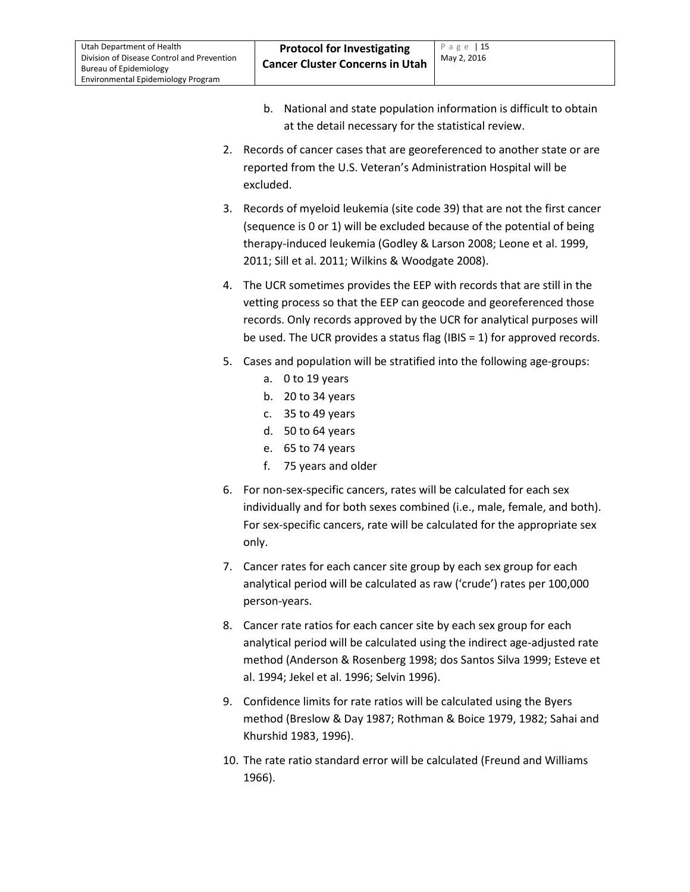b. National and state population information is difficult to obtain at the detail necessary for the statistical review.

2. Records of cancer cases that are georeferenced to another state or are reported from the U.S. Veteran's Administration Hospital will be excluded.

3. Records of myeloid leukemia (site code 39) that are not the first cancer (sequence is 0 or 1) will be excluded because of the potential of being therapy-induced leukemia (Godley & Larson 2008; Leone et al. 1999, 2011; Sill et al. 2011; Wilkins & Woodgate 2008).

4. The UCR sometimes provides the EEP with records that are still in the vetting process so that the EEP can geocode and georeferenced those records. Only records approved by the UCR for analytical purposes will be used. The UCR provides a status flag (IBIS = 1) for approved records.

5. Cases and population will be stratified into the following age-groups:
   a. 0 to 19 years
   b. 20 to 34 years
   c. 35 to 49 years
   d. 50 to 64 years
   e. 65 to 74 years
   f. 75 years and older

6. For non-sex-specific cancers, rates will be calculated for each sex individually and for both sexes combined (i.e., male, female, and both). For sex-specific cancers, rate will be calculated for the appropriate sex only.

7. Cancer rates for each cancer site group by each sex group for each analytical period will be calculated as raw ('crude') rates per 100,000 person-years.

8. Cancer rate ratios for each cancer site by each sex group for each analytical period will be calculated using the indirect age-adjusted rate method (Anderson & Rosenberg 1998; dos Santos Silva 1999; Esteve et al. 1994; Jekel et al. 1996; Selvin 1996).

9. Confidence limits for rate ratios will be calculated using the Byers method (Breslow & Day 1987; Rothman & Boice 1979, 1982; Sahai and Khurshid 1983, 1996).

10. The rate ratio standard error will be calculated (Freund and Williams 1966).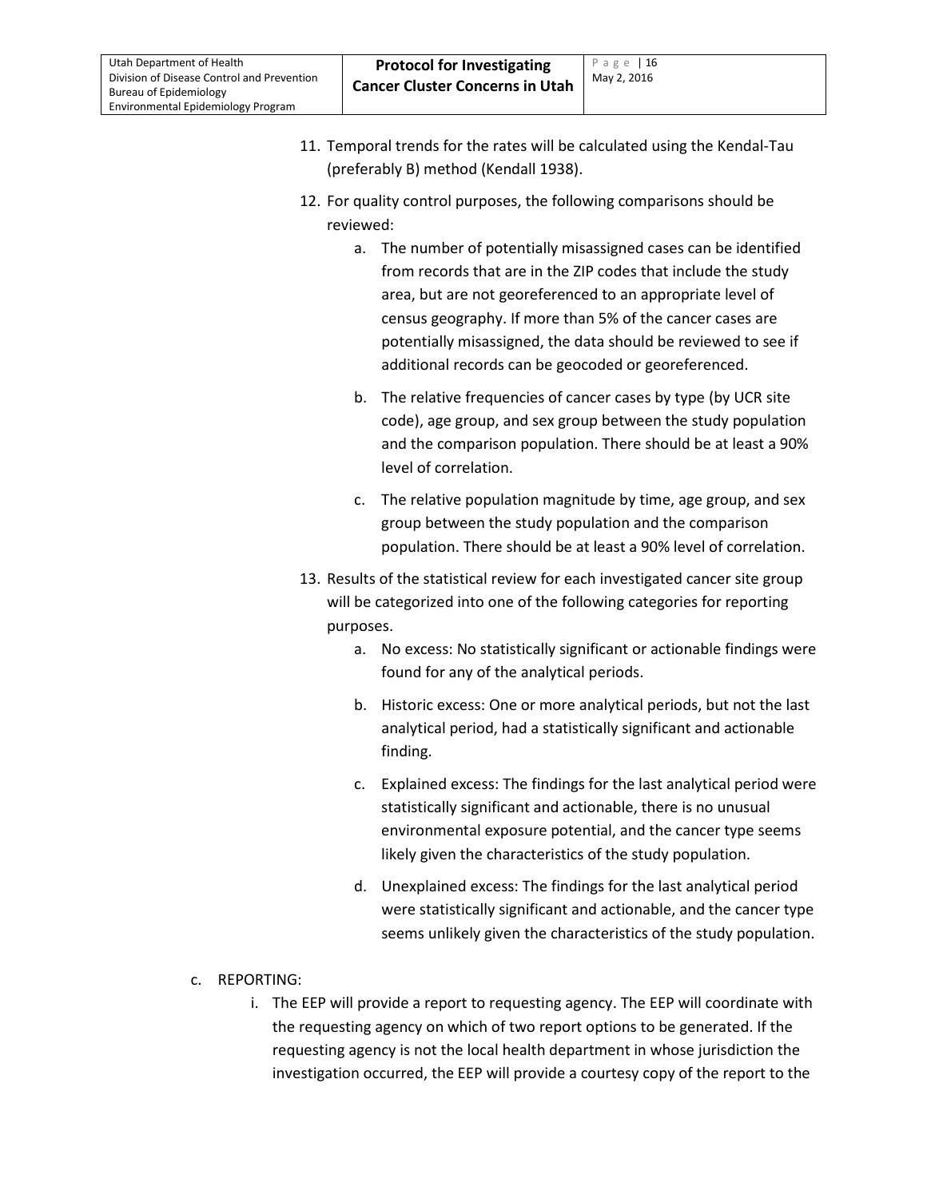11. Temporal trends for the rates will be calculated using the Kendal-Tau (preferably B) method (Kendall 1938).
12. For quality control purposes, the following comparisons should be reviewed:
    a. The number of potentially misassigned cases can be identified from records that are in the ZIP codes that include the study area, but are not georeferenced to an appropriate level of census geography. If more than 5% of the cancer cases are potentially misassigned, the data should be reviewed to see if additional records can be geocoded or georeferenced.
    b. The relative frequencies of cancer cases by type (by UCR site code), age group, and sex group between the study population and the comparison population. There should be at least a 90% level of correlation.
    c. The relative population magnitude by time, age group, and sex group between the study population and the comparison population. There should be at least a 90% level of correlation.
13. Results of the statistical review for each investigated cancer site group will be categorized into one of the following categories for reporting purposes.
    a. No excess: No statistically significant or actionable findings were found for any of the analytical periods.
    b. Historic excess: One or more analytical periods, but not the last analytical period, had a statistically significant and actionable finding.
    c. Explained excess: The findings for the last analytical period were statistically significant and actionable, there is no unusual environmental exposure potential, and the cancer type seems likely given the characteristics of the study population.
    d. Unexplained excess: The findings for the last analytical period were statistically significant and actionable, and the cancer type seems unlikely given the characteristics of the study population.

c. REPORTING:

   i. The EEP will provide a report to requesting agency. The EEP will coordinate with the requesting agency on which of two report options to be generated. If the requesting agency is not the local health department in whose jurisdiction the investigation occurred, the EEP will provide a courtesy copy of the report to the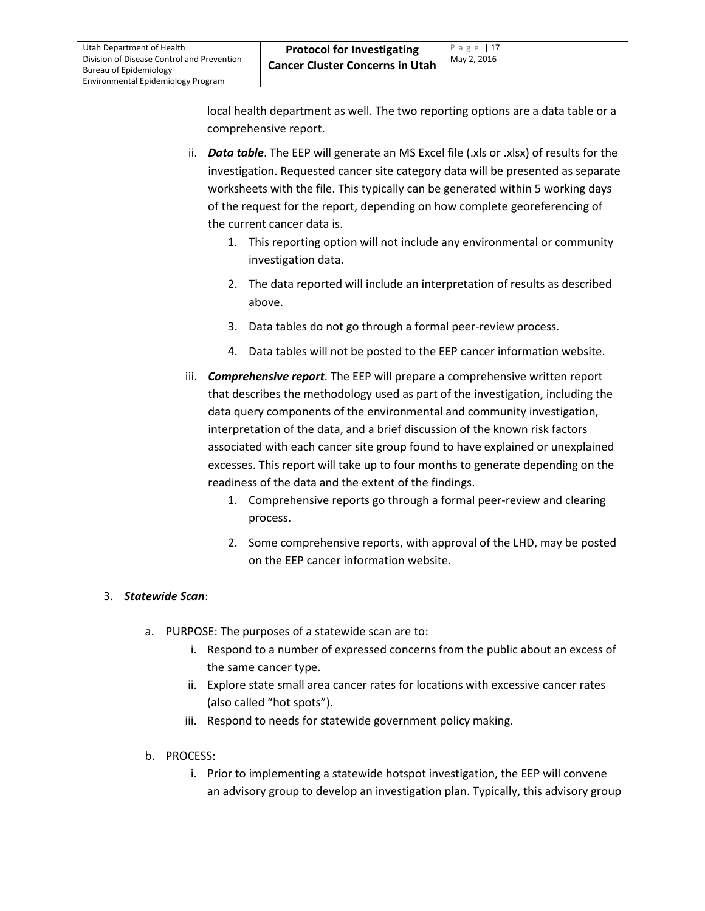local health department as well. The two reporting options are a data table or a comprehensive report.

ii. ***Data table***. The EEP will generate an MS Excel file (.xls or .xlsx) of results for the investigation. Requested cancer site category data will be presented as separate worksheets with the file. This typically can be generated within 5 working days of the request for the report, depending on how complete georeferencing of the current cancer data is.

   1. This reporting option will not include any environmental or community investigation data.
   2. The data reported will include an interpretation of results as described above.
   3. Data tables do not go through a formal peer-review process.
   4. Data tables will not be posted to the EEP cancer information website.

iii. ***Comprehensive report***. The EEP will prepare a comprehensive written report that describes the methodology used as part of the investigation, including the data query components of the environmental and community investigation, interpretation of the data, and a brief discussion of the known risk factors associated with each cancer site group found to have explained or unexplained excesses. This report will take up to four months to generate depending on the readiness of the data and the extent of the findings.

   1. Comprehensive reports go through a formal peer-review and clearing process.
   2. Some comprehensive reports, with approval of the LHD, may be posted on the EEP cancer information website.

3. ***Statewide Scan***:

   a. PURPOSE: The purposes of a statewide scan are to:
      i. Respond to a number of expressed concerns from the public about an excess of the same cancer type.
      ii. Explore state small area cancer rates for locations with excessive cancer rates (also called "hot spots").
      iii. Respond to needs for statewide government policy making.

   b. PROCESS:
      i. Prior to implementing a statewide hotspot investigation, the EEP will convene an advisory group to develop an investigation plan. Typically, this advisory group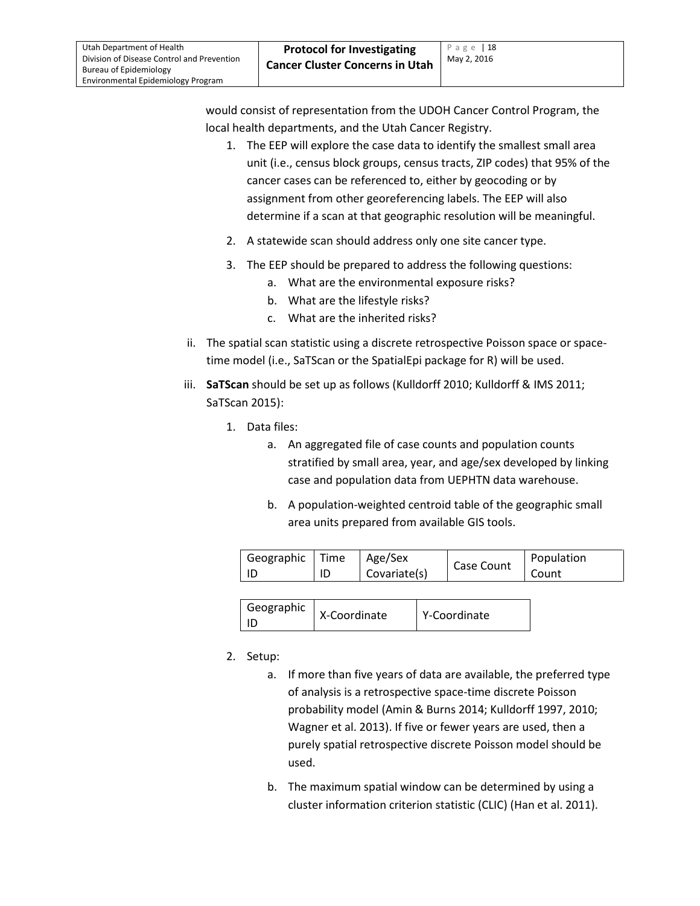would consist of representation from the UDOH Cancer Control Program, the local health departments, and the Utah Cancer Registry.

1. The EEP will explore the case data to identify the smallest small area unit (i.e., census block groups, census tracts, ZIP codes) that 95% of the cancer cases can be referenced to, either by geocoding or by assignment from other georeferencing labels. The EEP will also determine if a scan at that geographic resolution will be meaningful.
2. A statewide scan should address only one site cancer type.
3. The EEP should be prepared to address the following questions:
   a. What are the environmental exposure risks?
   b. What are the lifestyle risks?
   c. What are the inherited risks?

ii. The spatial scan statistic using a discrete retrospective Poisson space or space-time model (i.e., SaTScan or the SpatialEpi package for R) will be used.

iii. **SaTScan** should be set up as follows (Kulldorff 2010; Kulldorff & IMS 2011; SaTScan 2015):

1. Data files:
   a. An aggregated file of case counts and population counts stratified by small area, year, and age/sex developed by linking case and population data from UEPHTN data warehouse.
   b. A population-weighted centroid table of the geographic small area units prepared from available GIS tools.

| Geographic ID | Time ID | Age/Sex Covariate(s) | Case Count | Population Count |
|---|---|---|---|---|

| Geographic ID | X-Coordinate | Y-Coordinate |
|---|---|---|

2. Setup:
   a. If more than five years of data are available, the preferred type of analysis is a retrospective space-time discrete Poisson probability model (Amin & Burns 2014; Kulldorff 1997, 2010; Wagner et al. 2013). If five or fewer years are used, then a purely spatial retrospective discrete Poisson model should be used.
   b. The maximum spatial window can be determined by using a cluster information criterion statistic (CLIC) (Han et al. 2011).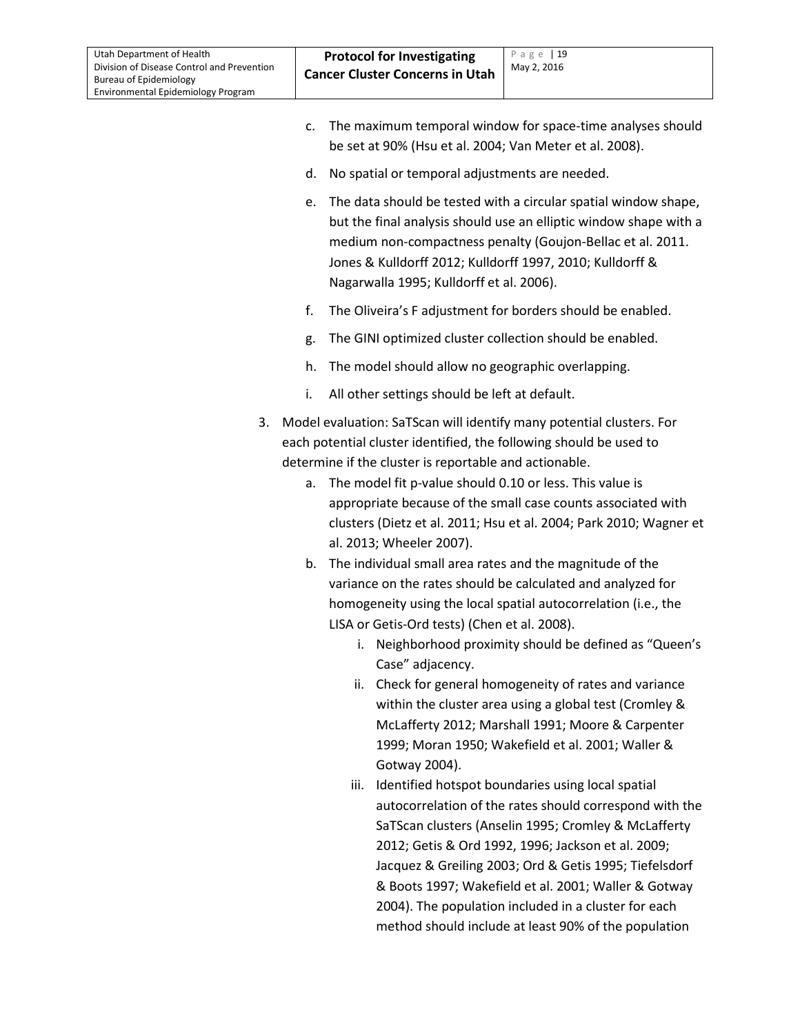c. The maximum temporal window for space-time analyses should be set at 90% (Hsu et al. 2004; Van Meter et al. 2008).

d. No spatial or temporal adjustments are needed.

e. The data should be tested with a circular spatial window shape, but the final analysis should use an elliptic window shape with a medium non-compactness penalty (Goujon-Bellac et al. 2011. Jones & Kulldorff 2012; Kulldorff 1997, 2010; Kulldorff & Nagarwalla 1995; Kulldorff et al. 2006).

f. The Oliveira's F adjustment for borders should be enabled.

g. The GINI optimized cluster collection should be enabled.

h. The model should allow no geographic overlapping.

i. All other settings should be left at default.

3. Model evaluation: SaTScan will identify many potential clusters. For each potential cluster identified, the following should be used to determine if the cluster is reportable and actionable.
   a. The model fit p-value should 0.10 or less. This value is appropriate because of the small case counts associated with clusters (Dietz et al. 2011; Hsu et al. 2004; Park 2010; Wagner et al. 2013; Wheeler 2007).
   b. The individual small area rates and the magnitude of the variance on the rates should be calculated and analyzed for homogeneity using the local spatial autocorrelation (i.e., the LISA or Getis-Ord tests) (Chen et al. 2008).
      i. Neighborhood proximity should be defined as "Queen's Case" adjacency.
      ii. Check for general homogeneity of rates and variance within the cluster area using a global test (Cromley & McLafferty 2012; Marshall 1991; Moore & Carpenter 1999; Moran 1950; Wakefield et al. 2001; Waller & Gotway 2004).
      iii. Identified hotspot boundaries using local spatial autocorrelation of the rates should correspond with the SaTScan clusters (Anselin 1995; Cromley & McLafferty 2012; Getis & Ord 1992, 1996; Jackson et al. 2009; Jacquez & Greiling 2003; Ord & Getis 1995; Tiefelsdorf & Boots 1997; Wakefield et al. 2001; Waller & Gotway 2004). The population included in a cluster for each method should include at least 90% of the population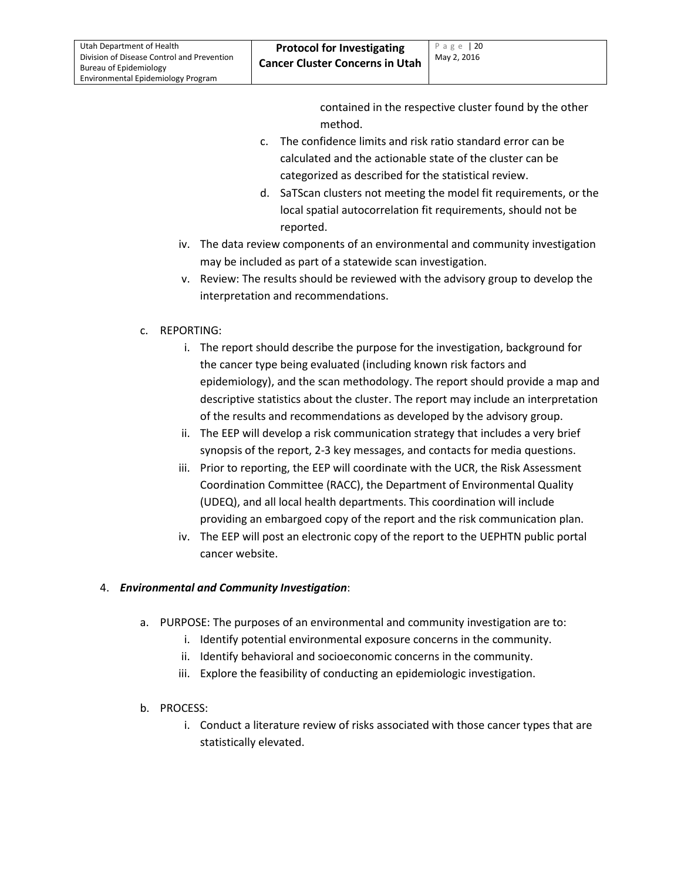contained in the respective cluster found by the other method.

c. The confidence limits and risk ratio standard error can be calculated and the actionable state of the cluster can be categorized as described for the statistical review.

d. SaTScan clusters not meeting the model fit requirements, or the local spatial autocorrelation fit requirements, should not be reported.

iv. The data review components of an environmental and community investigation may be included as part of a statewide scan investigation.

v. Review: The results should be reviewed with the advisory group to develop the interpretation and recommendations.

c. REPORTING:

i. The report should describe the purpose for the investigation, background for the cancer type being evaluated (including known risk factors and epidemiology), and the scan methodology. The report should provide a map and descriptive statistics about the cluster. The report may include an interpretation of the results and recommendations as developed by the advisory group.

ii. The EEP will develop a risk communication strategy that includes a very brief synopsis of the report, 2-3 key messages, and contacts for media questions.

iii. Prior to reporting, the EEP will coordinate with the UCR, the Risk Assessment Coordination Committee (RACC), the Department of Environmental Quality (UDEQ), and all local health departments. This coordination will include providing an embargoed copy of the report and the risk communication plan.

iv. The EEP will post an electronic copy of the report to the UEPHTN public portal cancer website.

4. ***Environmental and Community Investigation***:

a. PURPOSE: The purposes of an environmental and community investigation are to:

i. Identify potential environmental exposure concerns in the community.

ii. Identify behavioral and socioeconomic concerns in the community.

iii. Explore the feasibility of conducting an epidemiologic investigation.

b. PROCESS:

i. Conduct a literature review of risks associated with those cancer types that are statistically elevated.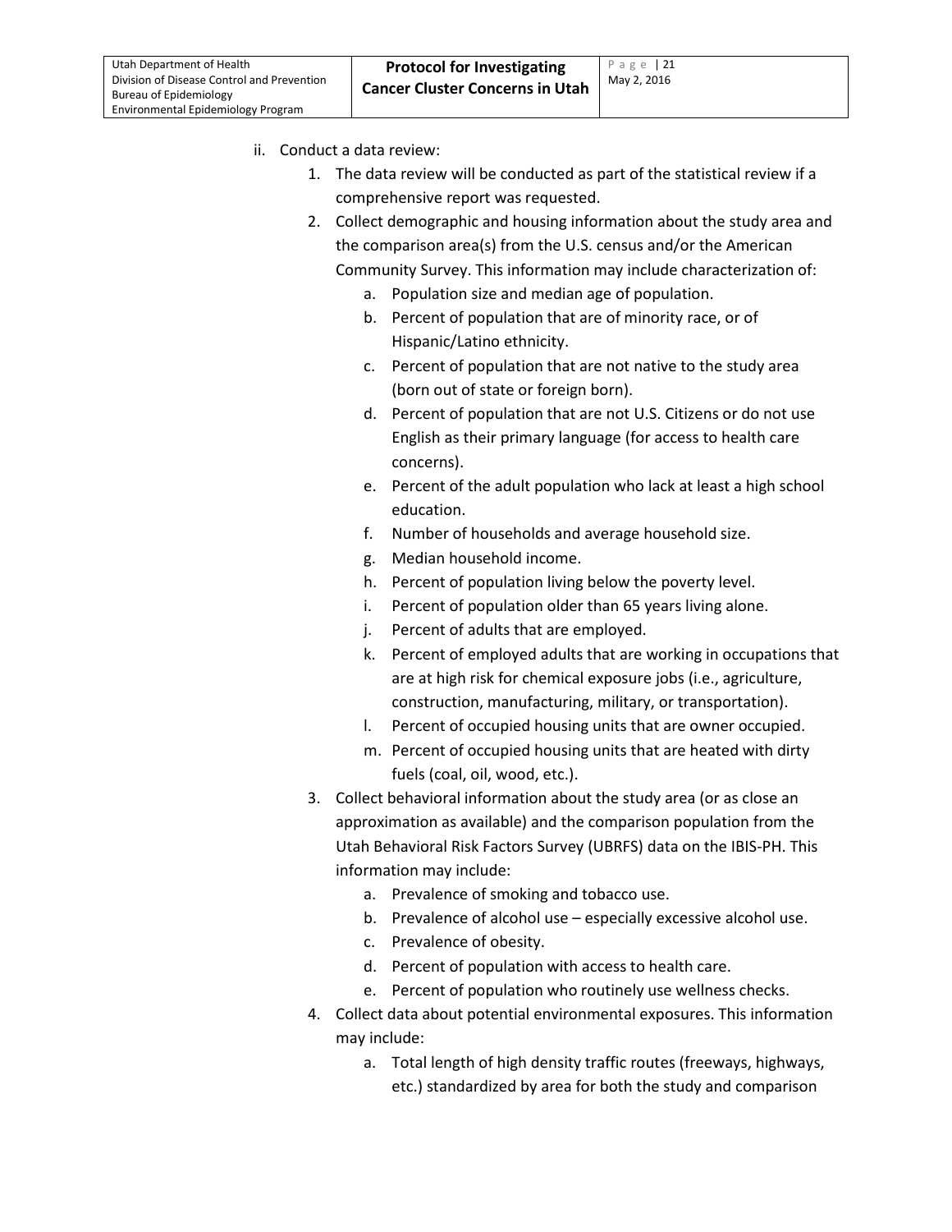ii. Conduct a data review:
    1. The data review will be conducted as part of the statistical review if a comprehensive report was requested.
    2. Collect demographic and housing information about the study area and the comparison area(s) from the U.S. census and/or the American Community Survey. This information may include characterization of:
        a. Population size and median age of population.
        b. Percent of population that are of minority race, or of Hispanic/Latino ethnicity.
        c. Percent of population that are not native to the study area (born out of state or foreign born).
        d. Percent of population that are not U.S. Citizens or do not use English as their primary language (for access to health care concerns).
        e. Percent of the adult population who lack at least a high school education.
        f. Number of households and average household size.
        g. Median household income.
        h. Percent of population living below the poverty level.
        i. Percent of population older than 65 years living alone.
        j. Percent of adults that are employed.
        k. Percent of employed adults that are working in occupations that are at high risk for chemical exposure jobs (i.e., agriculture, construction, manufacturing, military, or transportation).
        l. Percent of occupied housing units that are owner occupied.
        m. Percent of occupied housing units that are heated with dirty fuels (coal, oil, wood, etc.).
    3. Collect behavioral information about the study area (or as close an approximation as available) and the comparison population from the Utah Behavioral Risk Factors Survey (UBRFS) data on the IBIS-PH. This information may include:
        a. Prevalence of smoking and tobacco use.
        b. Prevalence of alcohol use – especially excessive alcohol use.
        c. Prevalence of obesity.
        d. Percent of population with access to health care.
        e. Percent of population who routinely use wellness checks.
    4. Collect data about potential environmental exposures. This information may include:
        a. Total length of high density traffic routes (freeways, highways, etc.) standardized by area for both the study and comparison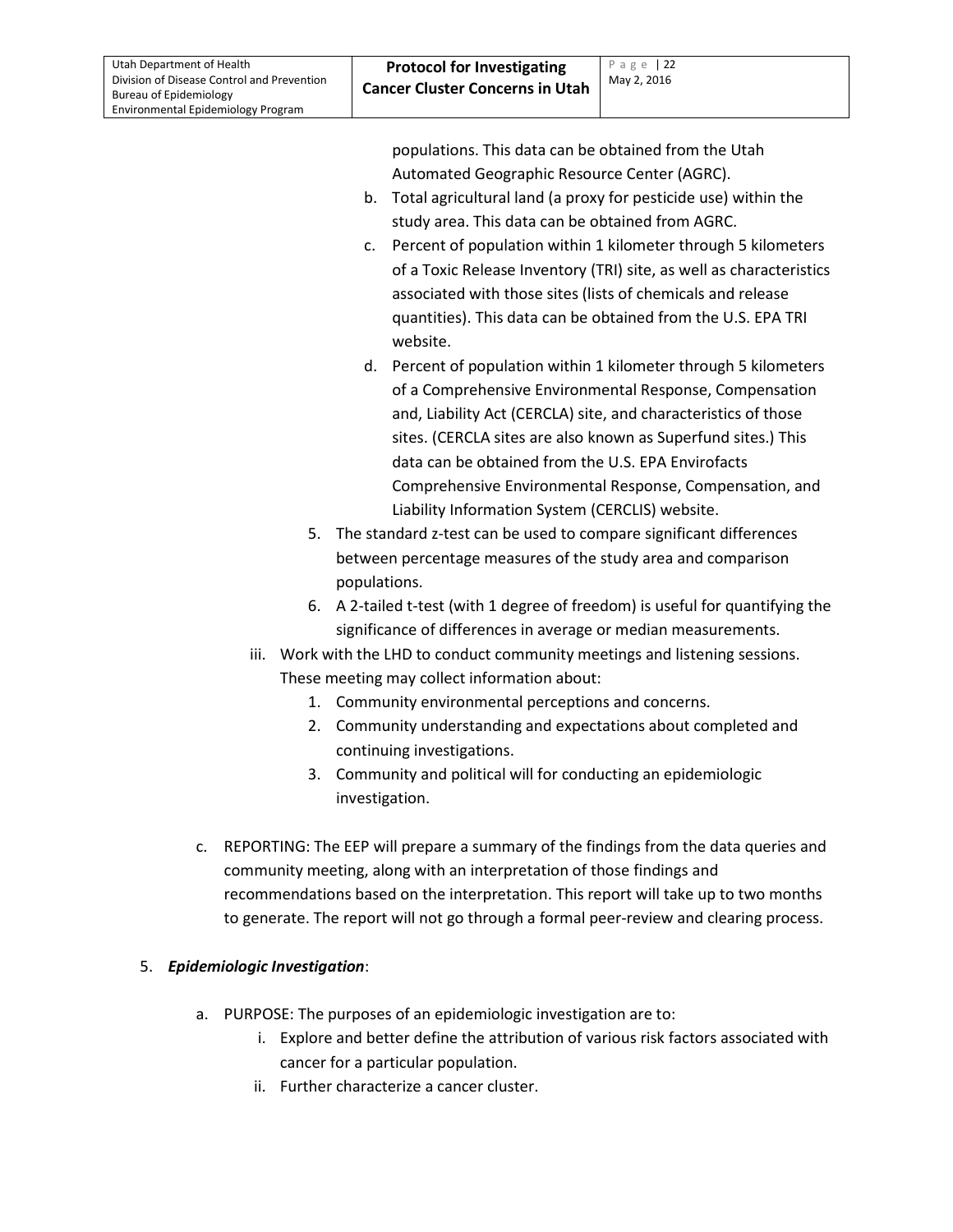populations. This data can be obtained from the Utah Automated Geographic Resource Center (AGRC).

   b. Total agricultural land (a proxy for pesticide use) within the study area. This data can be obtained from AGRC.
   c. Percent of population within 1 kilometer through 5 kilometers of a Toxic Release Inventory (TRI) site, as well as characteristics associated with those sites (lists of chemicals and release quantities). This data can be obtained from the U.S. EPA TRI website.
   d. Percent of population within 1 kilometer through 5 kilometers of a Comprehensive Environmental Response, Compensation and, Liability Act (CERCLA) site, and characteristics of those sites. (CERCLA sites are also known as Superfund sites.) This data can be obtained from the U.S. EPA Envirofacts Comprehensive Environmental Response, Compensation, and Liability Information System (CERCLIS) website.

5. The standard z-test can be used to compare significant differences between percentage measures of the study area and comparison populations.
6. A 2-tailed t-test (with 1 degree of freedom) is useful for quantifying the significance of differences in average or median measurements.

iii. Work with the LHD to conduct community meetings and listening sessions. These meeting may collect information about:

   1. Community environmental perceptions and concerns.
   2. Community understanding and expectations about completed and continuing investigations.
   3. Community and political will for conducting an epidemiologic investigation.

c. REPORTING: The EEP will prepare a summary of the findings from the data queries and community meeting, along with an interpretation of those findings and recommendations based on the interpretation. This report will take up to two months to generate. The report will not go through a formal peer-review and clearing process.

5. ***Epidemiologic Investigation***:

   a. PURPOSE: The purposes of an epidemiologic investigation are to:
      i. Explore and better define the attribution of various risk factors associated with cancer for a particular population.
      ii. Further characterize a cancer cluster.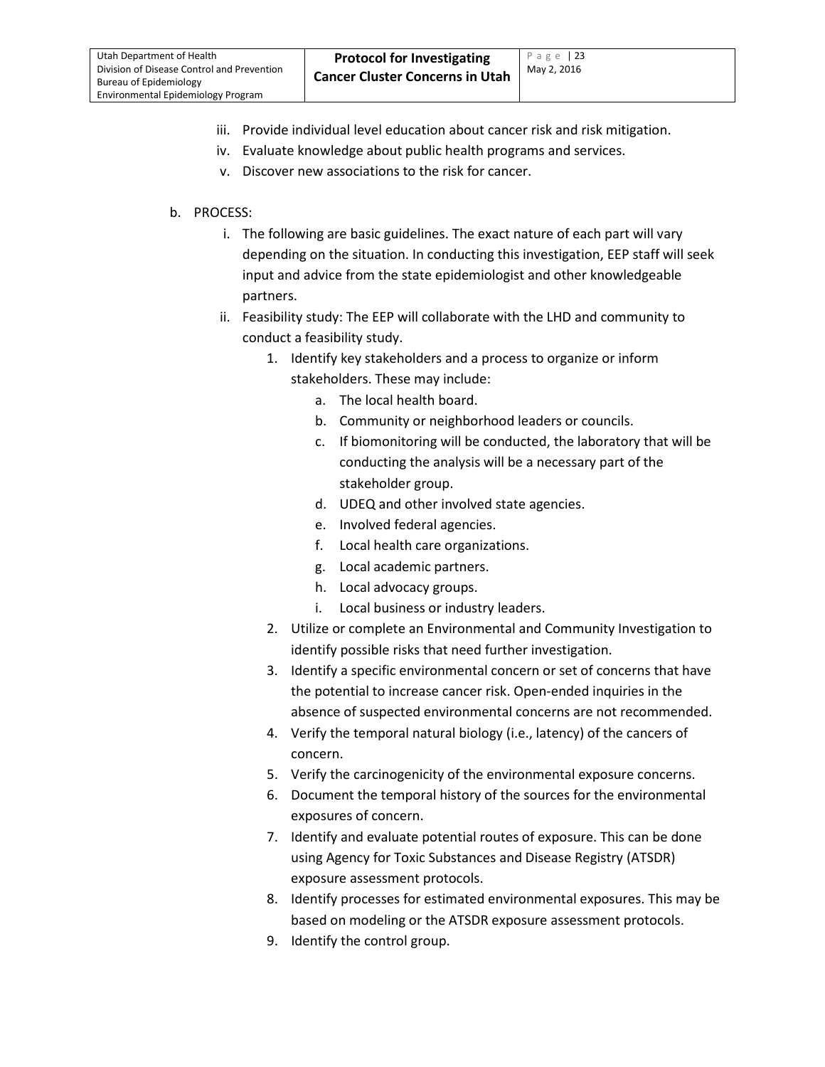iii. Provide individual level education about cancer risk and risk mitigation.
iv. Evaluate knowledge about public health programs and services.
v. Discover new associations to the risk for cancer.

b. PROCESS:

   i. The following are basic guidelines. The exact nature of each part will vary depending on the situation. In conducting this investigation, EEP staff will seek input and advice from the state epidemiologist and other knowledgeable partners.

   ii. Feasibility study: The EEP will collaborate with the LHD and community to conduct a feasibility study.

      1. Identify key stakeholders and a process to organize or inform stakeholders. These may include:
         a. The local health board.
         b. Community or neighborhood leaders or councils.
         c. If biomonitoring will be conducted, the laboratory that will be conducting the analysis will be a necessary part of the stakeholder group.
         d. UDEQ and other involved state agencies.
         e. Involved federal agencies.
         f. Local health care organizations.
         g. Local academic partners.
         h. Local advocacy groups.
         i. Local business or industry leaders.
      2. Utilize or complete an Environmental and Community Investigation to identify possible risks that need further investigation.
      3. Identify a specific environmental concern or set of concerns that have the potential to increase cancer risk. Open-ended inquiries in the absence of suspected environmental concerns are not recommended.
      4. Verify the temporal natural biology (i.e., latency) of the cancers of concern.
      5. Verify the carcinogenicity of the environmental exposure concerns.
      6. Document the temporal history of the sources for the environmental exposures of concern.
      7. Identify and evaluate potential routes of exposure. This can be done using Agency for Toxic Substances and Disease Registry (ATSDR) exposure assessment protocols.
      8. Identify processes for estimated environmental exposures. This may be based on modeling or the ATSDR exposure assessment protocols.
      9. Identify the control group.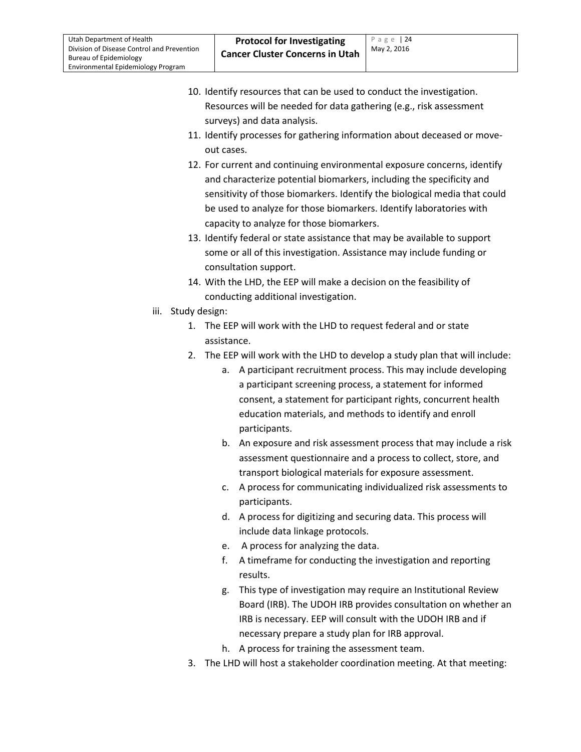10. Identify resources that can be used to conduct the investigation. Resources will be needed for data gathering (e.g., risk assessment surveys) and data analysis.
11. Identify processes for gathering information about deceased or move-out cases.
12. For current and continuing environmental exposure concerns, identify and characterize potential biomarkers, including the specificity and sensitivity of those biomarkers. Identify the biological media that could be used to analyze for those biomarkers. Identify laboratories with capacity to analyze for those biomarkers.
13. Identify federal or state assistance that may be available to support some or all of this investigation. Assistance may include funding or consultation support.
14. With the LHD, the EEP will make a decision on the feasibility of conducting additional investigation.

iii. Study design:

1. The EEP will work with the LHD to request federal and or state assistance.
2. The EEP will work with the LHD to develop a study plan that will include:
    a. A participant recruitment process. This may include developing a participant screening process, a statement for informed consent, a statement for participant rights, concurrent health education materials, and methods to identify and enroll participants.
    b. An exposure and risk assessment process that may include a risk assessment questionnaire and a process to collect, store, and transport biological materials for exposure assessment.
    c. A process for communicating individualized risk assessments to participants.
    d. A process for digitizing and securing data. This process will include data linkage protocols.
    e. A process for analyzing the data.
    f. A timeframe for conducting the investigation and reporting results.
    g. This type of investigation may require an Institutional Review Board (IRB). The UDOH IRB provides consultation on whether an IRB is necessary. EEP will consult with the UDOH IRB and if necessary prepare a study plan for IRB approval.
    h. A process for training the assessment team.
3. The LHD will host a stakeholder coordination meeting. At that meeting: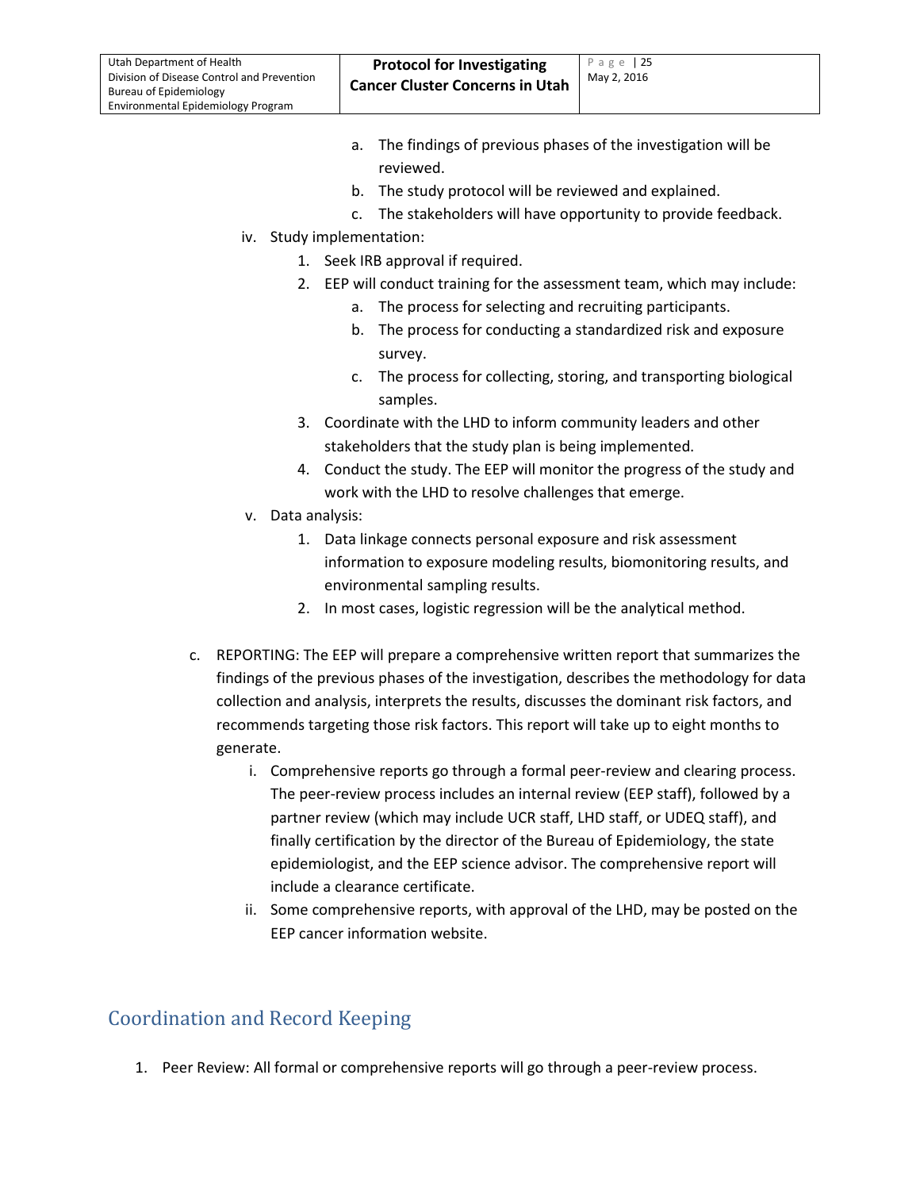a. The findings of previous phases of the investigation will be reviewed.
        b. The study protocol will be reviewed and explained.
        c. The stakeholders will have opportunity to provide feedback.

    iv. Study implementation:
        1. Seek IRB approval if required.
        2. EEP will conduct training for the assessment team, which may include:
            a. The process for selecting and recruiting participants.
            b. The process for conducting a standardized risk and exposure survey.
            c. The process for collecting, storing, and transporting biological samples.
        3. Coordinate with the LHD to inform community leaders and other stakeholders that the study plan is being implemented.
        4. Conduct the study. The EEP will monitor the progress of the study and work with the LHD to resolve challenges that emerge.

    v. Data analysis:
        1. Data linkage connects personal exposure and risk assessment information to exposure modeling results, biomonitoring results, and environmental sampling results.
        2. In most cases, logistic regression will be the analytical method.

c. REPORTING: The EEP will prepare a comprehensive written report that summarizes the findings of the previous phases of the investigation, describes the methodology for data collection and analysis, interprets the results, discusses the dominant risk factors, and recommends targeting those risk factors. This report will take up to eight months to generate.

    i. Comprehensive reports go through a formal peer-review and clearing process. The peer-review process includes an internal review (EEP staff), followed by a partner review (which may include UCR staff, LHD staff, or UDEQ staff), and finally certification by the director of the Bureau of Epidemiology, the state epidemiologist, and the EEP science advisor. The comprehensive report will include a clearance certificate.
    ii. Some comprehensive reports, with approval of the LHD, may be posted on the EEP cancer information website.

## Coordination and Record Keeping

1. Peer Review: All formal or comprehensive reports will go through a peer-review process.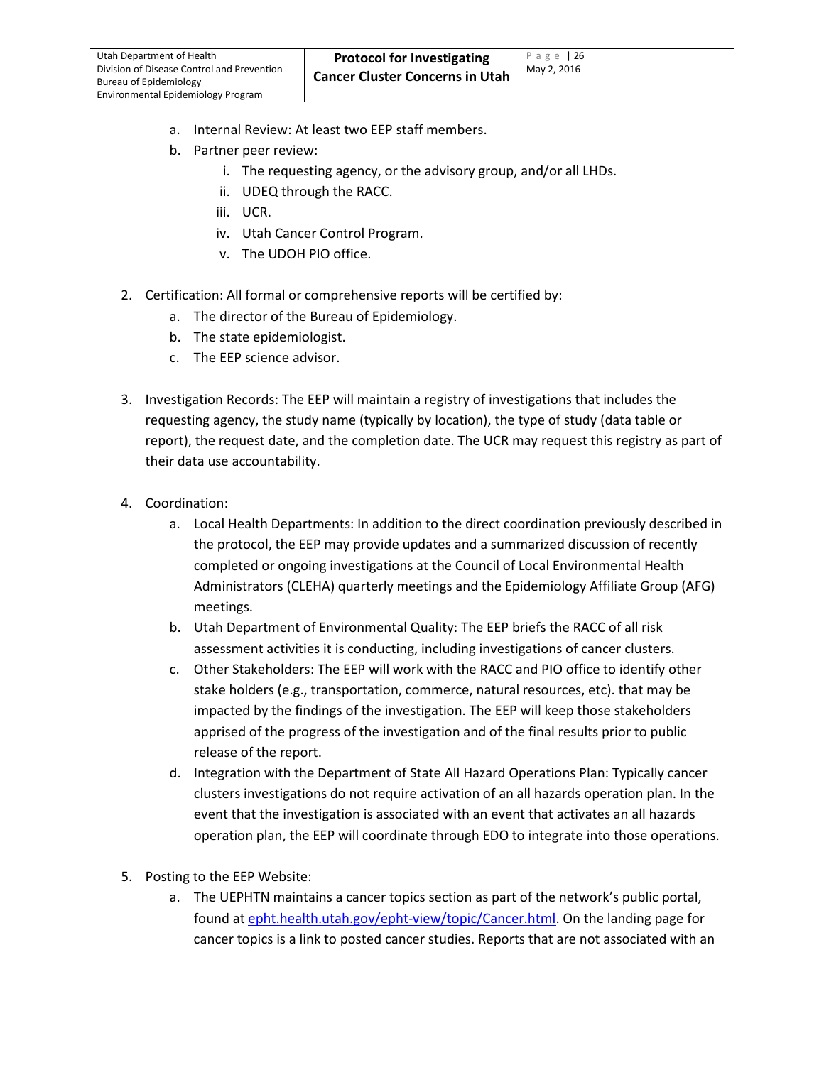a. Internal Review: At least two EEP staff members.
b. Partner peer review:
    i. The requesting agency, or the advisory group, and/or all LHDs.
    ii. UDEQ through the RACC.
    iii. UCR.
    iv. Utah Cancer Control Program.
    v. The UDOH PIO office.

2. Certification: All formal or comprehensive reports will be certified by:
    a. The director of the Bureau of Epidemiology.
    b. The state epidemiologist.
    c. The EEP science advisor.

3. Investigation Records: The EEP will maintain a registry of investigations that includes the requesting agency, the study name (typically by location), the type of study (data table or report), the request date, and the completion date. The UCR may request this registry as part of their data use accountability.

4. Coordination:
    a. Local Health Departments: In addition to the direct coordination previously described in the protocol, the EEP may provide updates and a summarized discussion of recently completed or ongoing investigations at the Council of Local Environmental Health Administrators (CLEHA) quarterly meetings and the Epidemiology Affiliate Group (AFG) meetings.
    b. Utah Department of Environmental Quality: The EEP briefs the RACC of all risk assessment activities it is conducting, including investigations of cancer clusters.
    c. Other Stakeholders: The EEP will work with the RACC and PIO office to identify other stake holders (e.g., transportation, commerce, natural resources, etc). that may be impacted by the findings of the investigation. The EEP will keep those stakeholders apprised of the progress of the investigation and of the final results prior to public release of the report.
    d. Integration with the Department of State All Hazard Operations Plan: Typically cancer clusters investigations do not require activation of an all hazards operation plan. In the event that the investigation is associated with an event that activates an all hazards operation plan, the EEP will coordinate through EDO to integrate into those operations.

5. Posting to the EEP Website:
    a. The UEPHTN maintains a cancer topics section as part of the network's public portal, found at [epht.health.utah.gov/epht-view/topic/Cancer.html](epht.health.utah.gov/epht-view/topic/Cancer.html). On the landing page for cancer topics is a link to posted cancer studies. Reports that are not associated with an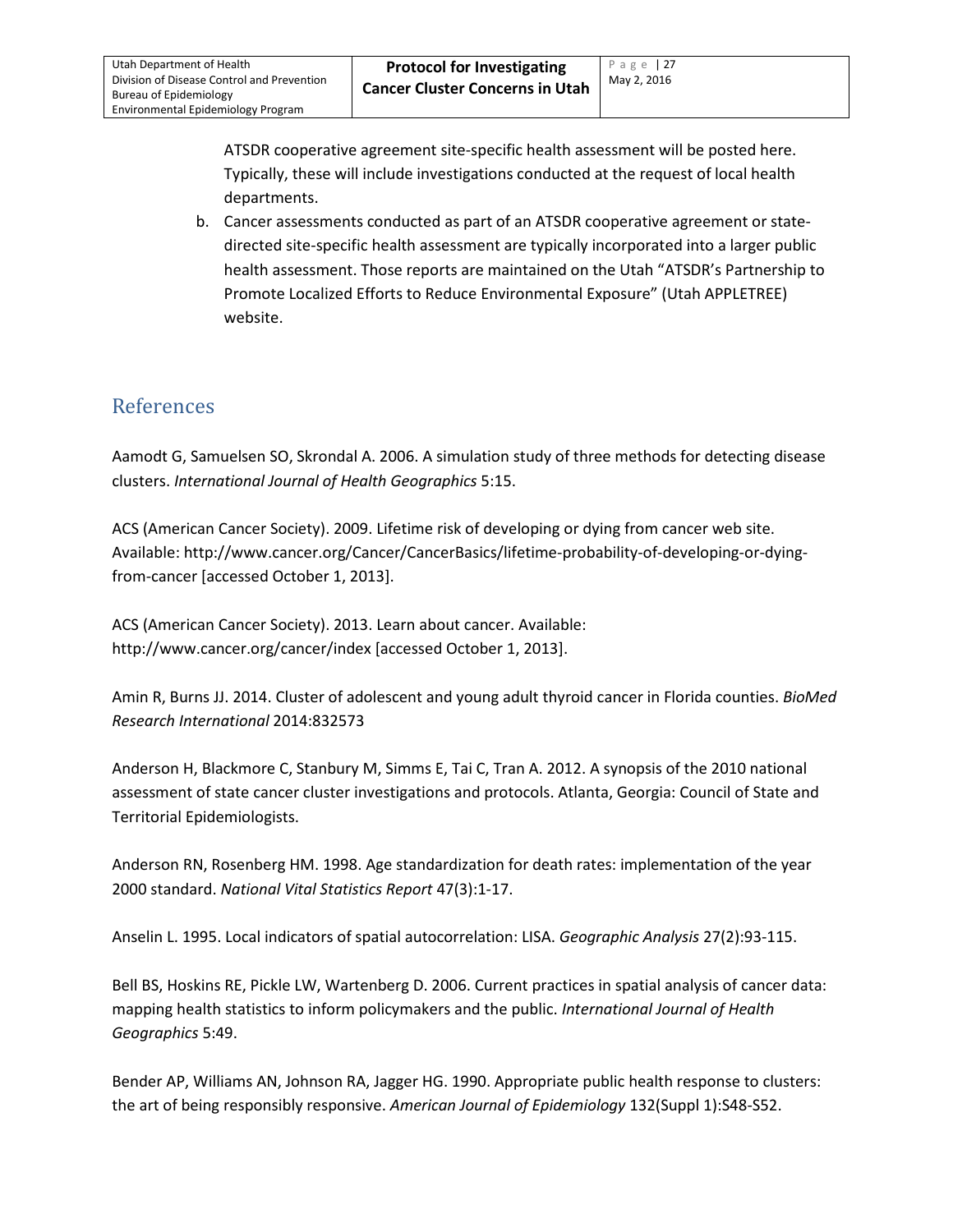ATSDR cooperative agreement site-specific health assessment will be posted here. Typically, these will include investigations conducted at the request of local health departments.

b. Cancer assessments conducted as part of an ATSDR cooperative agreement or state-directed site-specific health assessment are typically incorporated into a larger public health assessment. Those reports are maintained on the Utah "ATSDR's Partnership to Promote Localized Efforts to Reduce Environmental Exposure" (Utah APPLETREE) website.

## References

Aamodt G, Samuelsen SO, Skrondal A. 2006. A simulation study of three methods for detecting disease clusters. *International Journal of Health Geographics* 5:15.

ACS (American Cancer Society). 2009. Lifetime risk of developing or dying from cancer web site. Available: http://www.cancer.org/Cancer/CancerBasics/lifetime-probability-of-developing-or-dying-from-cancer [accessed October 1, 2013].

ACS (American Cancer Society). 2013. Learn about cancer. Available: http://www.cancer.org/cancer/index [accessed October 1, 2013].

Amin R, Burns JJ. 2014. Cluster of adolescent and young adult thyroid cancer in Florida counties. *BioMed Research International* 2014:832573

Anderson H, Blackmore C, Stanbury M, Simms E, Tai C, Tran A. 2012. A synopsis of the 2010 national assessment of state cancer cluster investigations and protocols. Atlanta, Georgia: Council of State and Territorial Epidemiologists.

Anderson RN, Rosenberg HM. 1998. Age standardization for death rates: implementation of the year 2000 standard. *National Vital Statistics Report* 47(3):1-17.

Anselin L. 1995. Local indicators of spatial autocorrelation: LISA. *Geographic Analysis* 27(2):93-115.

Bell BS, Hoskins RE, Pickle LW, Wartenberg D. 2006. Current practices in spatial analysis of cancer data: mapping health statistics to inform policymakers and the public. *International Journal of Health Geographics* 5:49.

Bender AP, Williams AN, Johnson RA, Jagger HG. 1990. Appropriate public health response to clusters: the art of being responsibly responsive. *American Journal of Epidemiology* 132(Suppl 1):S48-S52.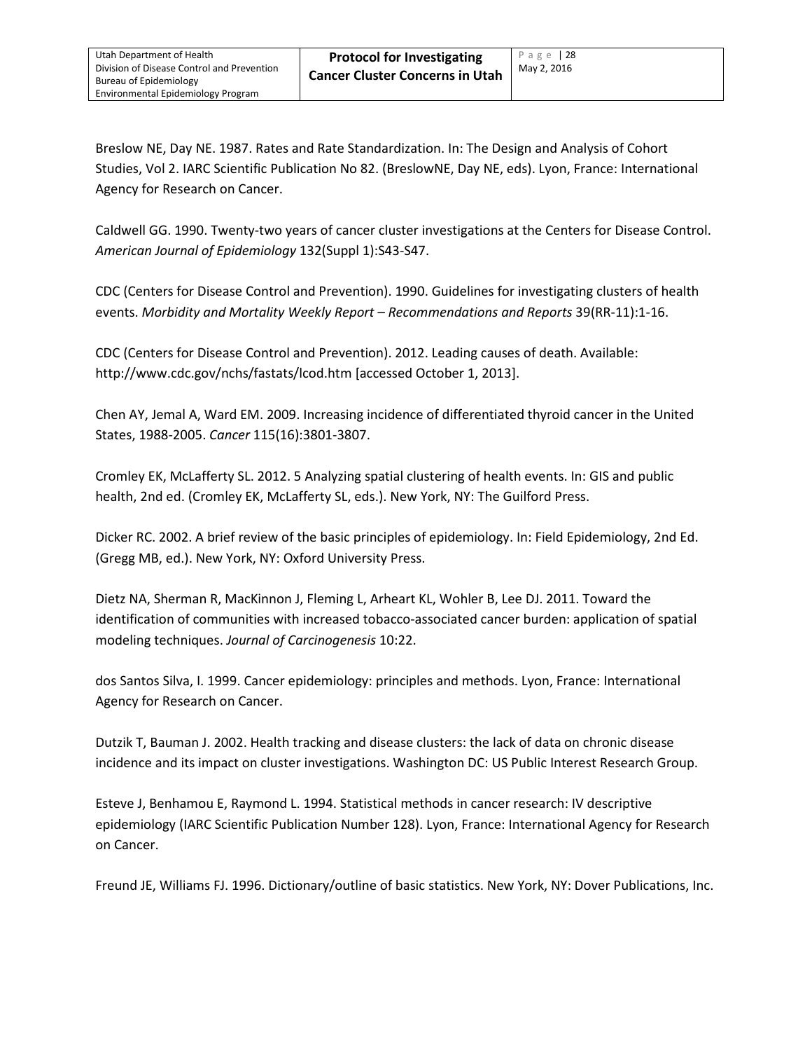Breslow NE, Day NE. 1987. Rates and Rate Standardization. In: The Design and Analysis of Cohort Studies, Vol 2. IARC Scientific Publication No 82. (BreslowNE, Day NE, eds). Lyon, France: International Agency for Research on Cancer.

Caldwell GG. 1990. Twenty-two years of cancer cluster investigations at the Centers for Disease Control. *American Journal of Epidemiology* 132(Suppl 1):S43-S47.

CDC (Centers for Disease Control and Prevention). 1990. Guidelines for investigating clusters of health events. *Morbidity and Mortality Weekly Report – Recommendations and Reports* 39(RR-11):1-16.

CDC (Centers for Disease Control and Prevention). 2012. Leading causes of death. Available: http://www.cdc.gov/nchs/fastats/lcod.htm [accessed October 1, 2013].

Chen AY, Jemal A, Ward EM. 2009. Increasing incidence of differentiated thyroid cancer in the United States, 1988-2005. *Cancer* 115(16):3801-3807.

Cromley EK, McLafferty SL. 2012. 5 Analyzing spatial clustering of health events. In: GIS and public health, 2nd ed. (Cromley EK, McLafferty SL, eds.). New York, NY: The Guilford Press.

Dicker RC. 2002. A brief review of the basic principles of epidemiology. In: Field Epidemiology, 2nd Ed. (Gregg MB, ed.). New York, NY: Oxford University Press.

Dietz NA, Sherman R, MacKinnon J, Fleming L, Arheart KL, Wohler B, Lee DJ. 2011. Toward the identification of communities with increased tobacco-associated cancer burden: application of spatial modeling techniques. *Journal of Carcinogenesis* 10:22.

dos Santos Silva, I. 1999. Cancer epidemiology: principles and methods. Lyon, France: International Agency for Research on Cancer.

Dutzik T, Bauman J. 2002. Health tracking and disease clusters: the lack of data on chronic disease incidence and its impact on cluster investigations. Washington DC: US Public Interest Research Group.

Esteve J, Benhamou E, Raymond L. 1994. Statistical methods in cancer research: IV descriptive epidemiology (IARC Scientific Publication Number 128). Lyon, France: International Agency for Research on Cancer.

Freund JE, Williams FJ. 1996. Dictionary/outline of basic statistics. New York, NY: Dover Publications, Inc.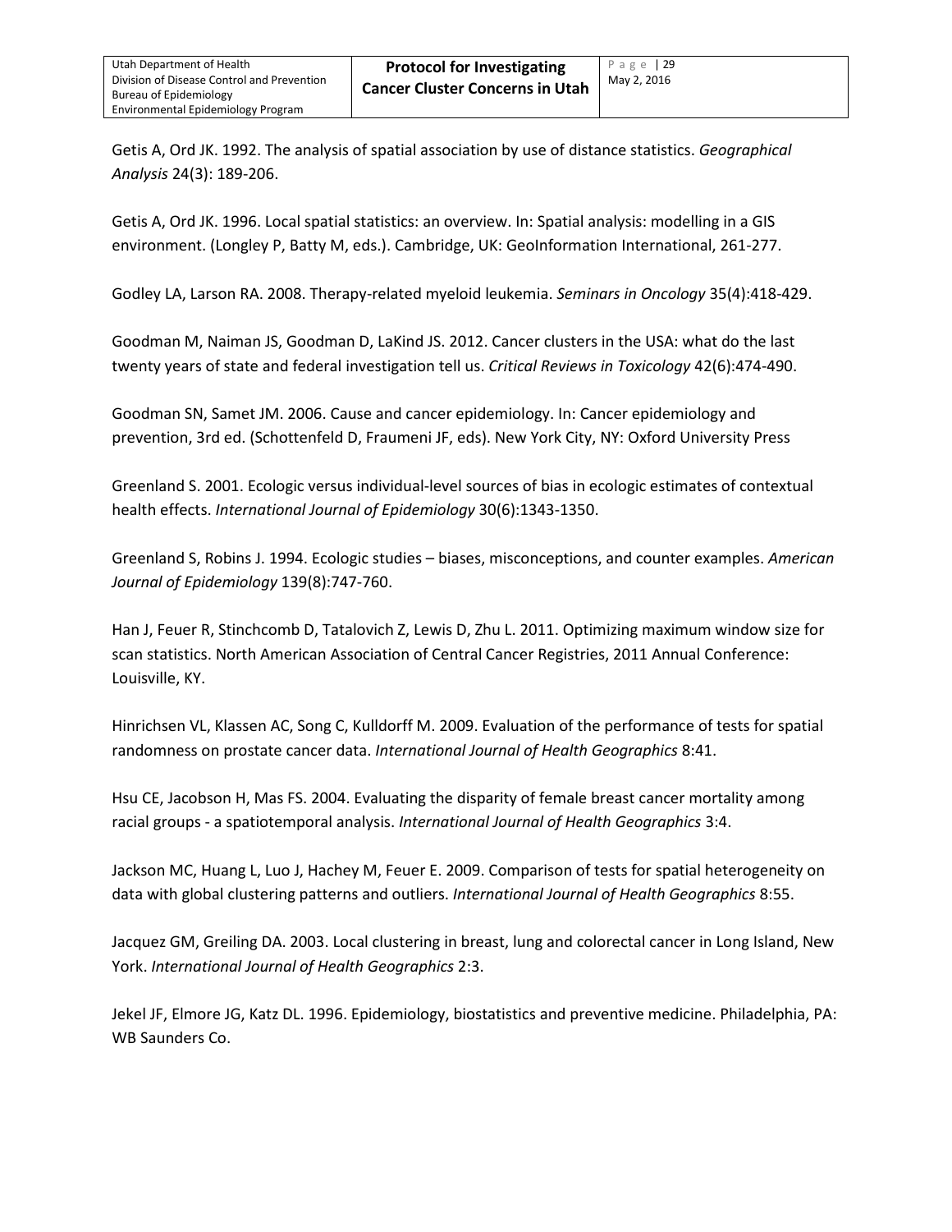Getis A, Ord JK. 1992. The analysis of spatial association by use of distance statistics. *Geographical Analysis* 24(3): 189-206.

Getis A, Ord JK. 1996. Local spatial statistics: an overview. In: Spatial analysis: modelling in a GIS environment. (Longley P, Batty M, eds.). Cambridge, UK: GeoInformation International, 261-277.

Godley LA, Larson RA. 2008. Therapy-related myeloid leukemia. *Seminars in Oncology* 35(4):418-429.

Goodman M, Naiman JS, Goodman D, LaKind JS. 2012. Cancer clusters in the USA: what do the last twenty years of state and federal investigation tell us. *Critical Reviews in Toxicology* 42(6):474-490.

Goodman SN, Samet JM. 2006. Cause and cancer epidemiology. In: Cancer epidemiology and prevention, 3rd ed. (Schottenfeld D, Fraumeni JF, eds). New York City, NY: Oxford University Press

Greenland S. 2001. Ecologic versus individual-level sources of bias in ecologic estimates of contextual health effects. *International Journal of Epidemiology* 30(6):1343-1350.

Greenland S, Robins J. 1994. Ecologic studies – biases, misconceptions, and counter examples. *American Journal of Epidemiology* 139(8):747-760.

Han J, Feuer R, Stinchcomb D, Tatalovich Z, Lewis D, Zhu L. 2011. Optimizing maximum window size for scan statistics. North American Association of Central Cancer Registries, 2011 Annual Conference: Louisville, KY.

Hinrichsen VL, Klassen AC, Song C, Kulldorff M. 2009. Evaluation of the performance of tests for spatial randomness on prostate cancer data. *International Journal of Health Geographics* 8:41.

Hsu CE, Jacobson H, Mas FS. 2004. Evaluating the disparity of female breast cancer mortality among racial groups - a spatiotemporal analysis. *International Journal of Health Geographics* 3:4.

Jackson MC, Huang L, Luo J, Hachey M, Feuer E. 2009. Comparison of tests for spatial heterogeneity on data with global clustering patterns and outliers. *International Journal of Health Geographics* 8:55.

Jacquez GM, Greiling DA. 2003. Local clustering in breast, lung and colorectal cancer in Long Island, New York. *International Journal of Health Geographics* 2:3.

Jekel JF, Elmore JG, Katz DL. 1996. Epidemiology, biostatistics and preventive medicine. Philadelphia, PA: WB Saunders Co.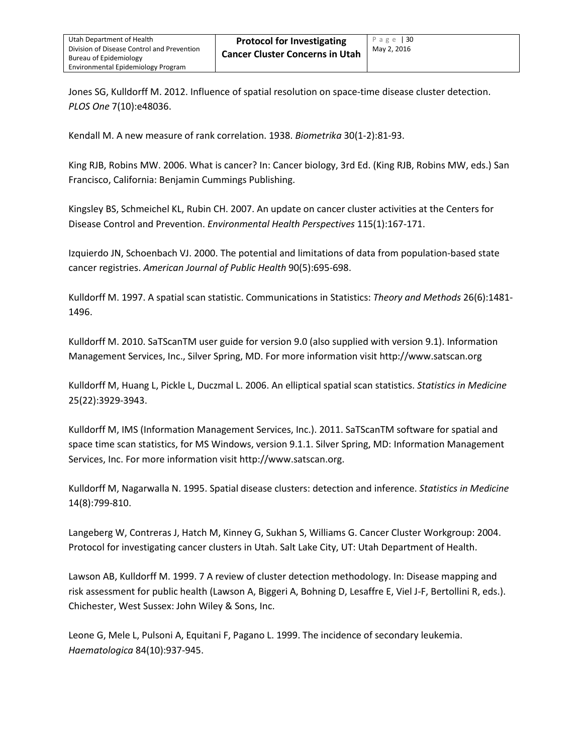Jones SG, Kulldorff M. 2012. Influence of spatial resolution on space-time disease cluster detection. *PLOS One* 7(10):e48036.

Kendall M. A new measure of rank correlation. 1938. *Biometrika* 30(1-2):81-93.

King RJB, Robins MW. 2006. What is cancer? In: Cancer biology, 3rd Ed. (King RJB, Robins MW, eds.) San Francisco, California: Benjamin Cummings Publishing.

Kingsley BS, Schmeichel KL, Rubin CH. 2007. An update on cancer cluster activities at the Centers for Disease Control and Prevention. *Environmental Health Perspectives* 115(1):167-171.

Izquierdo JN, Schoenbach VJ. 2000. The potential and limitations of data from population-based state cancer registries. *American Journal of Public Health* 90(5):695-698.

Kulldorff M. 1997. A spatial scan statistic. Communications in Statistics: *Theory and Methods* 26(6):1481-1496.

Kulldorff M. 2010. SaTScanTM user guide for version 9.0 (also supplied with version 9.1). Information Management Services, Inc., Silver Spring, MD. For more information visit http://www.satscan.org

Kulldorff M, Huang L, Pickle L, Duczmal L. 2006. An elliptical spatial scan statistics. *Statistics in Medicine* 25(22):3929-3943.

Kulldorff M, IMS (Information Management Services, Inc.). 2011. SaTScanTM software for spatial and space time scan statistics, for MS Windows, version 9.1.1. Silver Spring, MD: Information Management Services, Inc. For more information visit http://www.satscan.org.

Kulldorff M, Nagarwalla N. 1995. Spatial disease clusters: detection and inference. *Statistics in Medicine* 14(8):799-810.

Langeberg W, Contreras J, Hatch M, Kinney G, Sukhan S, Williams G. Cancer Cluster Workgroup: 2004. Protocol for investigating cancer clusters in Utah. Salt Lake City, UT: Utah Department of Health.

Lawson AB, Kulldorff M. 1999. 7 A review of cluster detection methodology. In: Disease mapping and risk assessment for public health (Lawson A, Biggeri A, Bohning D, Lesaffre E, Viel J-F, Bertollini R, eds.). Chichester, West Sussex: John Wiley & Sons, Inc.

Leone G, Mele L, Pulsoni A, Equitani F, Pagano L. 1999. The incidence of secondary leukemia. *Haematologica* 84(10):937-945.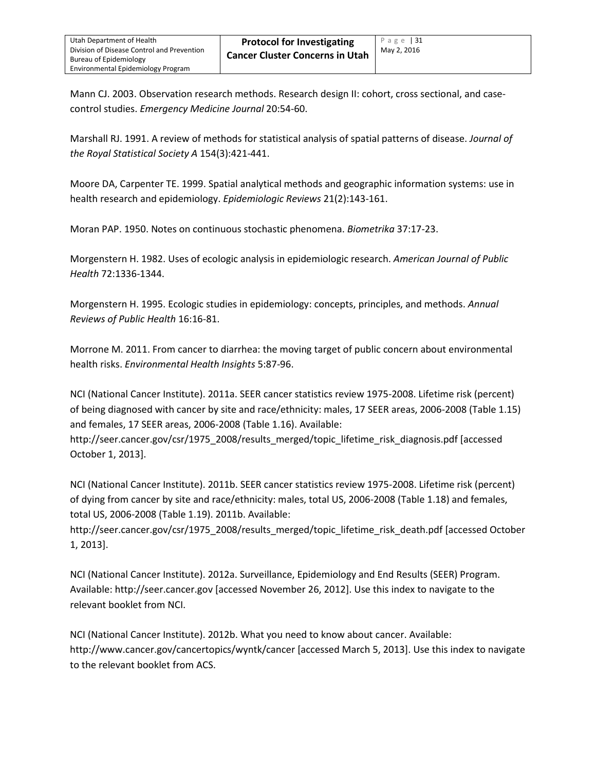Mann CJ. 2003. Observation research methods. Research design II: cohort, cross sectional, and case-control studies. *Emergency Medicine Journal* 20:54-60.

Marshall RJ. 1991. A review of methods for statistical analysis of spatial patterns of disease. *Journal of the Royal Statistical Society A* 154(3):421-441.

Moore DA, Carpenter TE. 1999. Spatial analytical methods and geographic information systems: use in health research and epidemiology. *Epidemiologic Reviews* 21(2):143-161.

Moran PAP. 1950. Notes on continuous stochastic phenomena. *Biometrika* 37:17-23.

Morgenstern H. 1982. Uses of ecologic analysis in epidemiologic research. *American Journal of Public Health* 72:1336-1344.

Morgenstern H. 1995. Ecologic studies in epidemiology: concepts, principles, and methods. *Annual Reviews of Public Health* 16:16-81.

Morrone M. 2011. From cancer to diarrhea: the moving target of public concern about environmental health risks. *Environmental Health Insights* 5:87-96.

NCI (National Cancer Institute). 2011a. SEER cancer statistics review 1975-2008. Lifetime risk (percent) of being diagnosed with cancer by site and race/ethnicity: males, 17 SEER areas, 2006-2008 (Table 1.15) and females, 17 SEER areas, 2006-2008 (Table 1.16). Available: http://seer.cancer.gov/csr/1975_2008/results_merged/topic_lifetime_risk_diagnosis.pdf [accessed October 1, 2013].

NCI (National Cancer Institute). 2011b. SEER cancer statistics review 1975-2008. Lifetime risk (percent) of dying from cancer by site and race/ethnicity: males, total US, 2006-2008 (Table 1.18) and females, total US, 2006-2008 (Table 1.19). 2011b. Available: http://seer.cancer.gov/csr/1975_2008/results_merged/topic_lifetime_risk_death.pdf [accessed October 1, 2013].

NCI (National Cancer Institute). 2012a. Surveillance, Epidemiology and End Results (SEER) Program. Available: http://seer.cancer.gov [accessed November 26, 2012]. Use this index to navigate to the relevant booklet from NCI.

NCI (National Cancer Institute). 2012b. What you need to know about cancer. Available: http://www.cancer.gov/cancertopics/wyntk/cancer [accessed March 5, 2013]. Use this index to navigate to the relevant booklet from ACS.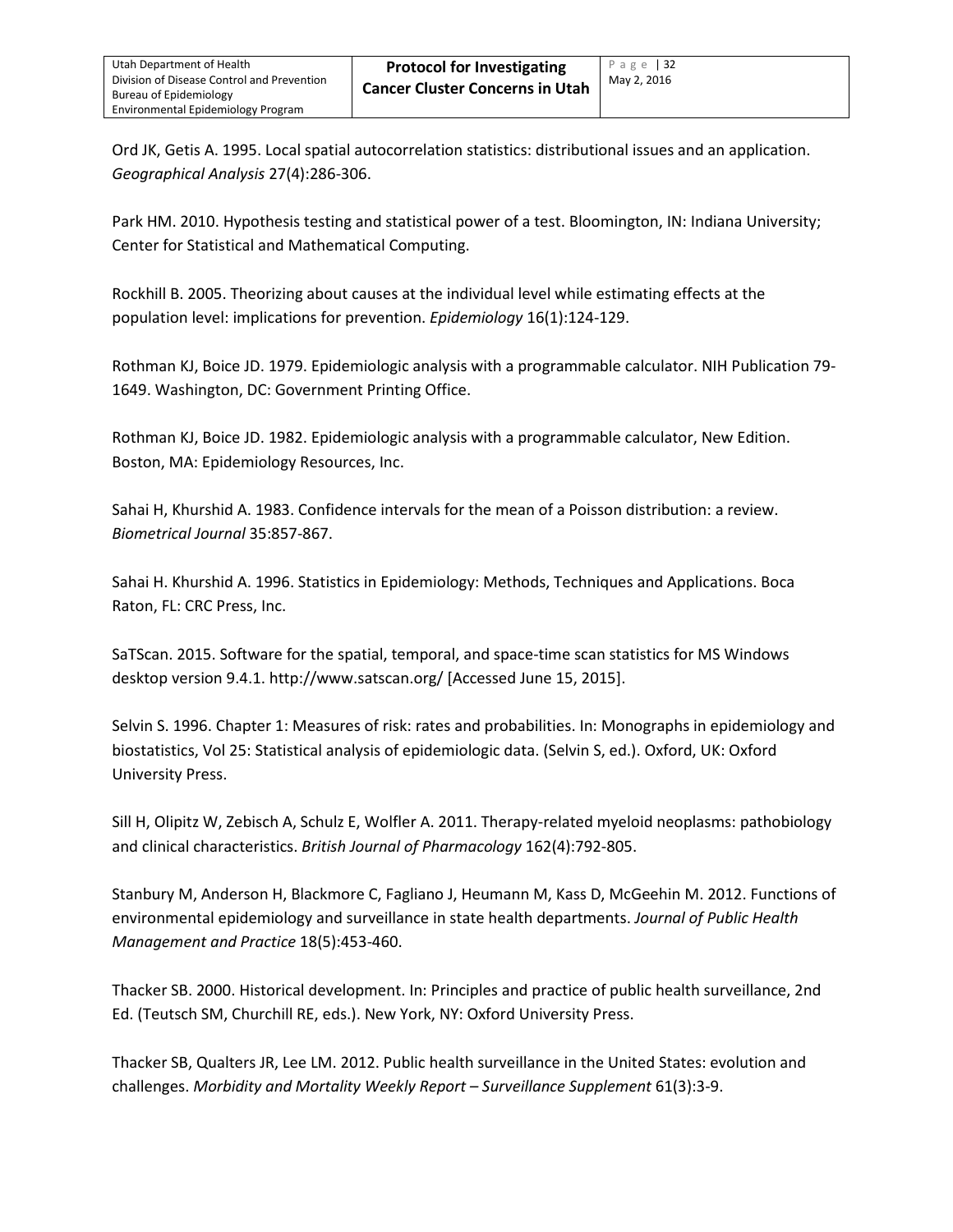Ord JK, Getis A. 1995. Local spatial autocorrelation statistics: distributional issues and an application. *Geographical Analysis* 27(4):286-306.

Park HM. 2010. Hypothesis testing and statistical power of a test. Bloomington, IN: Indiana University; Center for Statistical and Mathematical Computing.

Rockhill B. 2005. Theorizing about causes at the individual level while estimating effects at the population level: implications for prevention. *Epidemiology* 16(1):124-129.

Rothman KJ, Boice JD. 1979. Epidemiologic analysis with a programmable calculator. NIH Publication 79-1649. Washington, DC: Government Printing Office.

Rothman KJ, Boice JD. 1982. Epidemiologic analysis with a programmable calculator, New Edition. Boston, MA: Epidemiology Resources, Inc.

Sahai H, Khurshid A. 1983. Confidence intervals for the mean of a Poisson distribution: a review. *Biometrical Journal* 35:857-867.

Sahai H. Khurshid A. 1996. Statistics in Epidemiology: Methods, Techniques and Applications. Boca Raton, FL: CRC Press, Inc.

SaTScan. 2015. Software for the spatial, temporal, and space-time scan statistics for MS Windows desktop version 9.4.1. http://www.satscan.org/ [Accessed June 15, 2015].

Selvin S. 1996. Chapter 1: Measures of risk: rates and probabilities. In: Monographs in epidemiology and biostatistics, Vol 25: Statistical analysis of epidemiologic data. (Selvin S, ed.). Oxford, UK: Oxford University Press.

Sill H, Olipitz W, Zebisch A, Schulz E, Wolfler A. 2011. Therapy-related myeloid neoplasms: pathobiology and clinical characteristics. *British Journal of Pharmacology* 162(4):792-805.

Stanbury M, Anderson H, Blackmore C, Fagliano J, Heumann M, Kass D, McGeehin M. 2012. Functions of environmental epidemiology and surveillance in state health departments. *Journal of Public Health Management and Practice* 18(5):453-460.

Thacker SB. 2000. Historical development. In: Principles and practice of public health surveillance, 2nd Ed. (Teutsch SM, Churchill RE, eds.). New York, NY: Oxford University Press.

Thacker SB, Qualters JR, Lee LM. 2012. Public health surveillance in the United States: evolution and challenges. *Morbidity and Mortality Weekly Report – Surveillance Supplement* 61(3):3-9.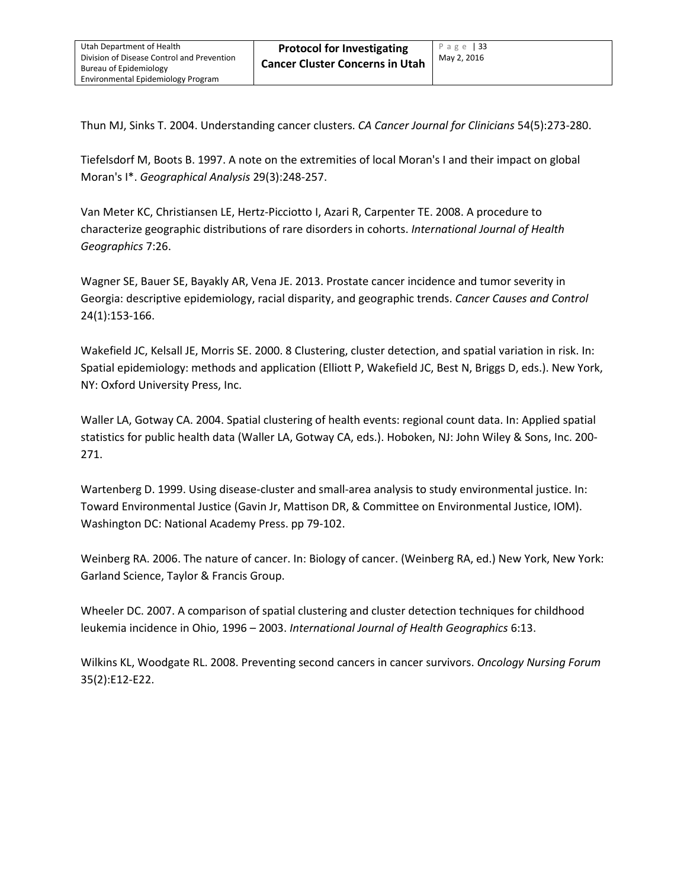Thun MJ, Sinks T. 2004. Understanding cancer clusters. *CA Cancer Journal for Clinicians* 54(5):273-280.

Tiefelsdorf M, Boots B. 1997. A note on the extremities of local Moran's I and their impact on global Moran's I*. *Geographical Analysis* 29(3):248-257.

Van Meter KC, Christiansen LE, Hertz-Picciotto I, Azari R, Carpenter TE. 2008. A procedure to characterize geographic distributions of rare disorders in cohorts. *International Journal of Health Geographics* 7:26.

Wagner SE, Bauer SE, Bayakly AR, Vena JE. 2013. Prostate cancer incidence and tumor severity in Georgia: descriptive epidemiology, racial disparity, and geographic trends. *Cancer Causes and Control* 24(1):153-166.

Wakefield JC, Kelsall JE, Morris SE. 2000. 8 Clustering, cluster detection, and spatial variation in risk. In: Spatial epidemiology: methods and application (Elliott P, Wakefield JC, Best N, Briggs D, eds.). New York, NY: Oxford University Press, Inc.

Waller LA, Gotway CA. 2004. Spatial clustering of health events: regional count data. In: Applied spatial statistics for public health data (Waller LA, Gotway CA, eds.). Hoboken, NJ: John Wiley & Sons, Inc. 200-271.

Wartenberg D. 1999. Using disease-cluster and small-area analysis to study environmental justice. In: Toward Environmental Justice (Gavin Jr, Mattison DR, & Committee on Environmental Justice, IOM). Washington DC: National Academy Press. pp 79-102.

Weinberg RA. 2006. The nature of cancer. In: Biology of cancer. (Weinberg RA, ed.) New York, New York: Garland Science, Taylor & Francis Group.

Wheeler DC. 2007. A comparison of spatial clustering and cluster detection techniques for childhood leukemia incidence in Ohio, 1996 – 2003. *International Journal of Health Geographics* 6:13.

Wilkins KL, Woodgate RL. 2008. Preventing second cancers in cancer survivors. *Oncology Nursing Forum* 35(2):E12-E22.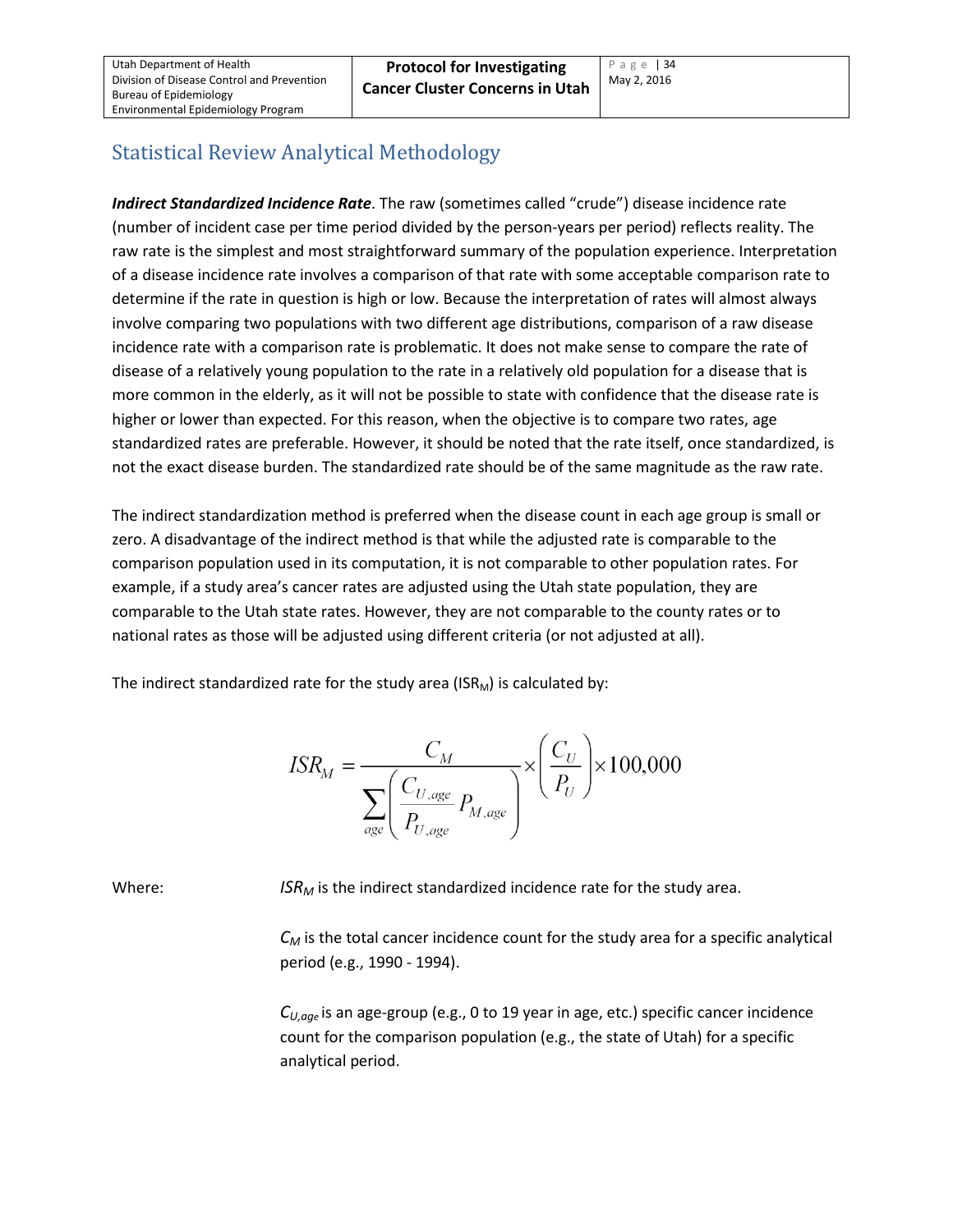## Statistical Review Analytical Methodology

***Indirect Standardized Incidence Rate***. The raw (sometimes called "crude") disease incidence rate (number of incident case per time period divided by the person-years per period) reflects reality. The raw rate is the simplest and most straightforward summary of the population experience. Interpretation of a disease incidence rate involves a comparison of that rate with some acceptable comparison rate to determine if the rate in question is high or low. Because the interpretation of rates will almost always involve comparing two populations with two different age distributions, comparison of a raw disease incidence rate with a comparison rate is problematic. It does not make sense to compare the rate of disease of a relatively young population to the rate in a relatively old population for a disease that is more common in the elderly, as it will not be possible to state with confidence that the disease rate is higher or lower than expected. For this reason, when the objective is to compare two rates, age standardized rates are preferable. However, it should be noted that the rate itself, once standardized, is not the exact disease burden. The standardized rate should be of the same magnitude as the raw rate.

The indirect standardization method is preferred when the disease count in each age group is small or zero. A disadvantage of the indirect method is that while the adjusted rate is comparable to the comparison population used in its computation, it is not comparable to other population rates. For example, if a study area's cancer rates are adjusted using the Utah state population, they are comparable to the Utah state rates. However, they are not comparable to the county rates or to national rates as those will be adjusted using different criteria (or not adjusted at all).

The indirect standardized rate for the study area ($ISR_M$) is calculated by:

$$ISR_M = \frac{C_M}{\sum_{age}\left(\frac{C_{U,age}}{P_{U,age}} P_{M,age}\right)} \times \left(\frac{C_U}{P_U}\right) \times 100{,}000$$

Where: $ISR_M$ is the indirect standardized incidence rate for the study area.

$C_M$ is the total cancer incidence count for the study area for a specific analytical period (e.g., 1990 - 1994).

$C_{U,age}$ is an age-group (e.g., 0 to 19 year in age, etc.) specific cancer incidence count for the comparison population (e.g., the state of Utah) for a specific analytical period.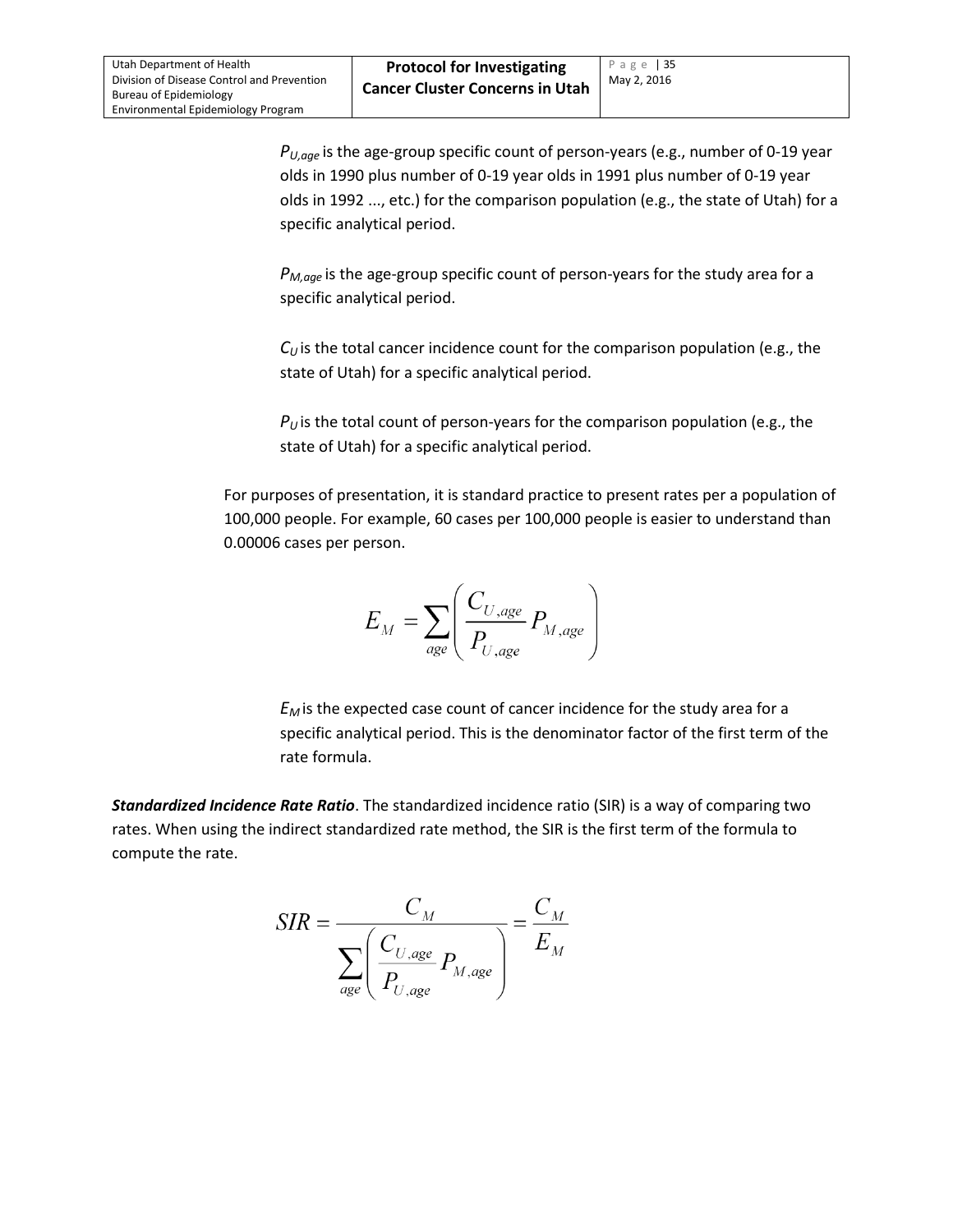$P_{U,age}$ is the age-group specific count of person-years (e.g., number of 0-19 year olds in 1990 plus number of 0-19 year olds in 1991 plus number of 0-19 year olds in 1992 ..., etc.) for the comparison population (e.g., the state of Utah) for a specific analytical period.

$P_{M,age}$ is the age-group specific count of person-years for the study area for a specific analytical period.

$C_U$ is the total cancer incidence count for the comparison population (e.g., the state of Utah) for a specific analytical period.

$P_U$ is the total count of person-years for the comparison population (e.g., the state of Utah) for a specific analytical period.

For purposes of presentation, it is standard practice to present rates per a population of 100,000 people. For example, 60 cases per 100,000 people is easier to understand than 0.00006 cases per person.

$$E_M = \sum_{age} \left( \frac{C_{U,age}}{P_{U,age}} P_{M,age} \right)$$

$E_M$ is the expected case count of cancer incidence for the study area for a specific analytical period. This is the denominator factor of the first term of the rate formula.

***Standardized Incidence Rate Ratio***. The standardized incidence ratio (SIR) is a way of comparing two rates. When using the indirect standardized rate method, the SIR is the first term of the formula to compute the rate.

$$SIR = \frac{C_M}{\sum_{age} \left( \frac{C_{U,age}}{P_{U,age}} P_{M,age} \right)} = \frac{C_M}{E_M}$$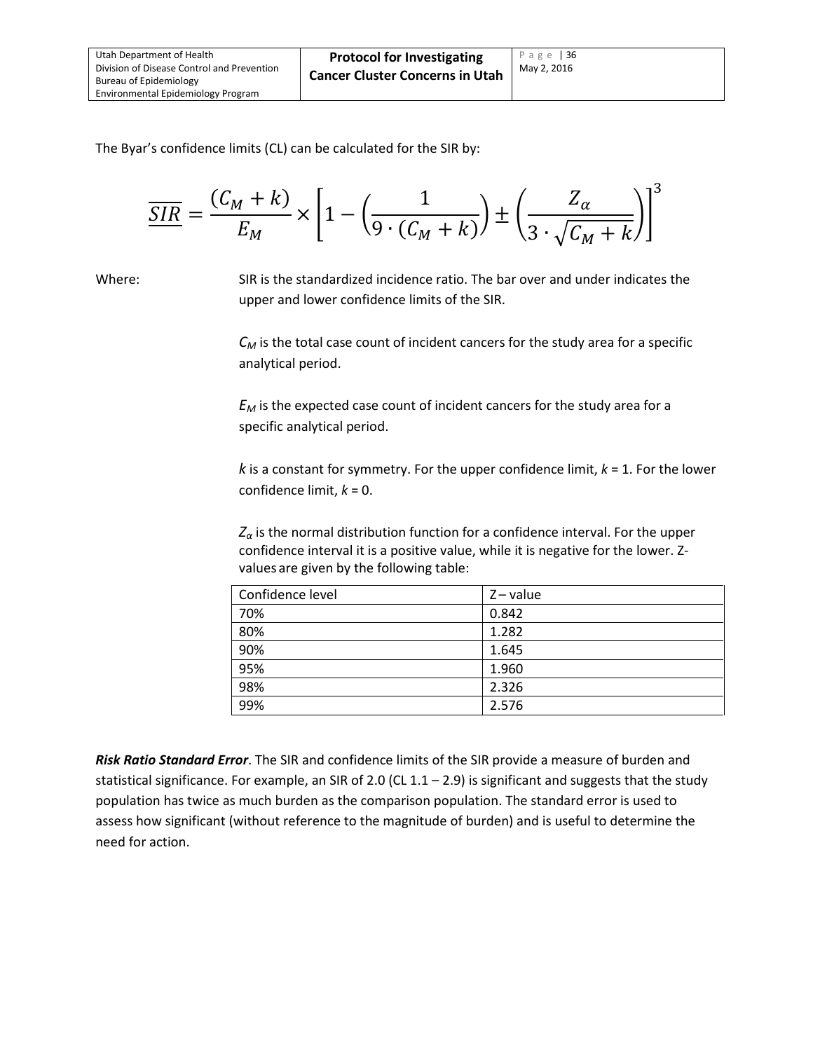The Byar's confidence limits (CL) can be calculated for the SIR by:

$$\overline{\underline{SIR}} = \frac{(C_M + k)}{E_M} \times \left[1 - \left(\frac{1}{9 \cdot (C_M + k)}\right) \pm \left(\frac{Z_\alpha}{3 \cdot \sqrt{C_M + k}}\right)\right]^3$$

Where: SIR is the standardized incidence ratio. The bar over and under indicates the upper and lower confidence limits of the SIR.

$C_M$ is the total case count of incident cancers for the study area for a specific analytical period.

$E_M$ is the expected case count of incident cancers for the study area for a specific analytical period.

$k$ is a constant for symmetry. For the upper confidence limit, $k = 1$. For the lower confidence limit, $k = 0$.

$Z_\alpha$ is the normal distribution function for a confidence interval. For the upper confidence interval it is a positive value, while it is negative for the lower. Z-values are given by the following table:

| Confidence level | Z – value |
|---|---|
| 70% | 0.842 |
| 80% | 1.282 |
| 90% | 1.645 |
| 95% | 1.960 |
| 98% | 2.326 |
| 99% | 2.576 |

***Risk Ratio Standard Error***. The SIR and confidence limits of the SIR provide a measure of burden and statistical significance. For example, an SIR of 2.0 (CL 1.1 – 2.9) is significant and suggests that the study population has twice as much burden as the comparison population. The standard error is used to assess how significant (without reference to the magnitude of burden) and is useful to determine the need for action.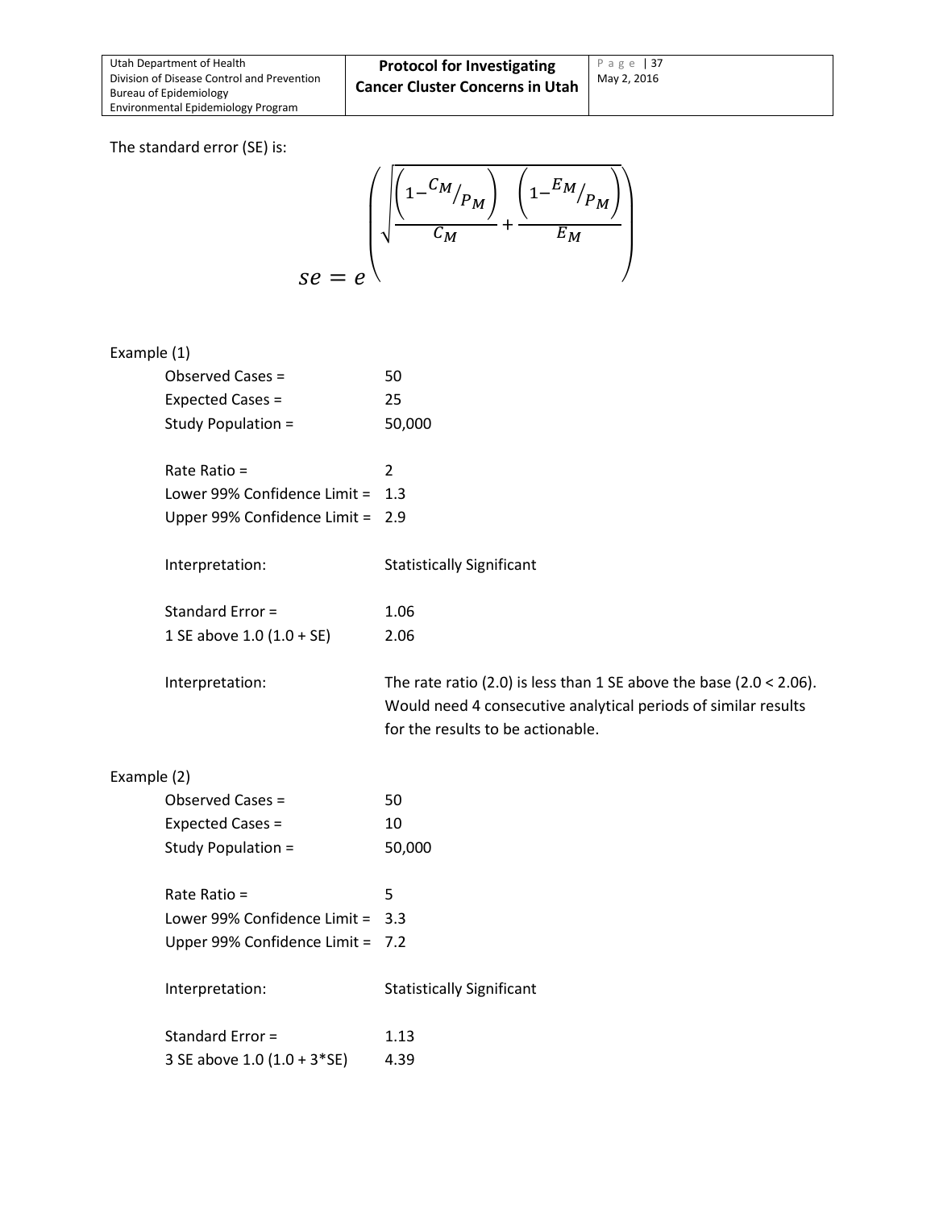The standard error (SE) is:

$$se = e^{\left(\sqrt{\frac{\left(1-{}^{C_M}/_{P_M}\right)}{C_M} + \frac{\left(1-{}^{E_M}/_{P_M}\right)}{E_M}}\right)}$$

Example (1)

| | |
|---|---|
| Observed Cases = | 50 |
| Expected Cases = | 25 |
| Study Population = | 50,000 |
| | |
| Rate Ratio = | 2 |
| Lower 99% Confidence Limit = | 1.3 |
| Upper 99% Confidence Limit = | 2.9 |
| | |
| Interpretation: | Statistically Significant |
| | |
| Standard Error = | 1.06 |
| 1 SE above 1.0 (1.0 + SE) | 2.06 |
| | |
| Interpretation: | The rate ratio (2.0) is less than 1 SE above the base (2.0 < 2.06). Would need 4 consecutive analytical periods of similar results for the results to be actionable. |

Example (2)

| | |
|---|---|
| Observed Cases = | 50 |
| Expected Cases = | 10 |
| Study Population = | 50,000 |
| | |
| Rate Ratio = | 5 |
| Lower 99% Confidence Limit = | 3.3 |
| Upper 99% Confidence Limit = | 7.2 |
| | |
| Interpretation: | Statistically Significant |
| | |
| Standard Error = | 1.13 |
| 3 SE above 1.0 (1.0 + 3*SE) | 4.39 |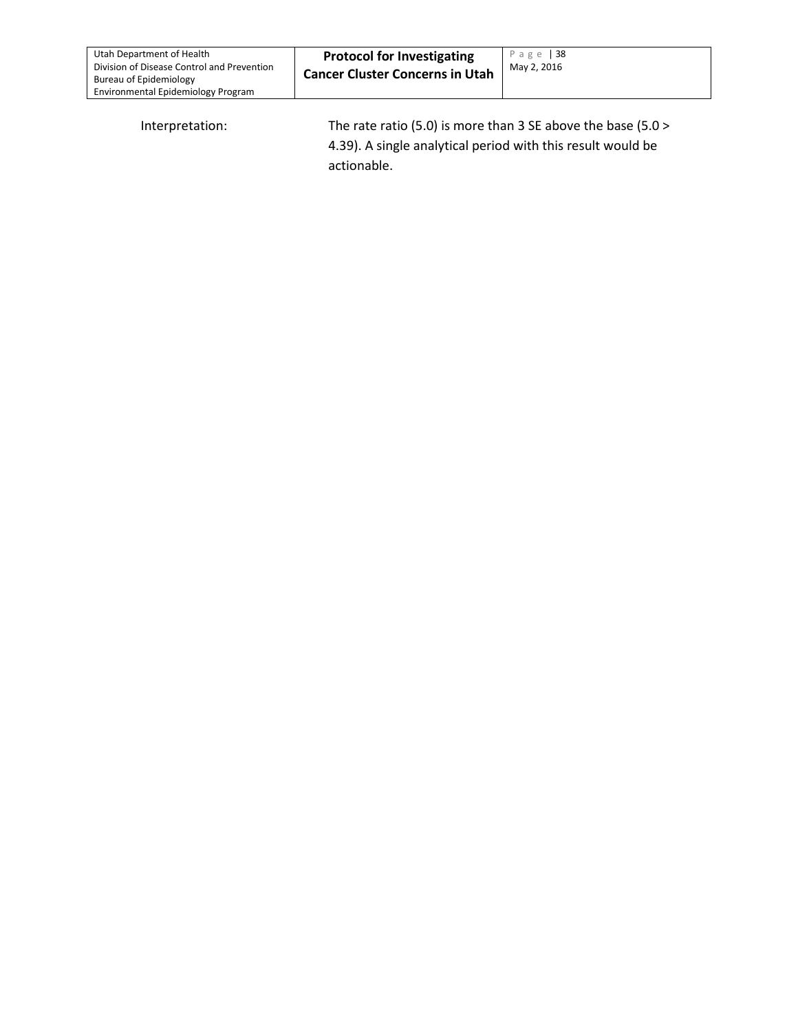Interpretation: The rate ratio (5.0) is more than 3 SE above the base (5.0 > 4.39). A single analytical period with this result would be actionable.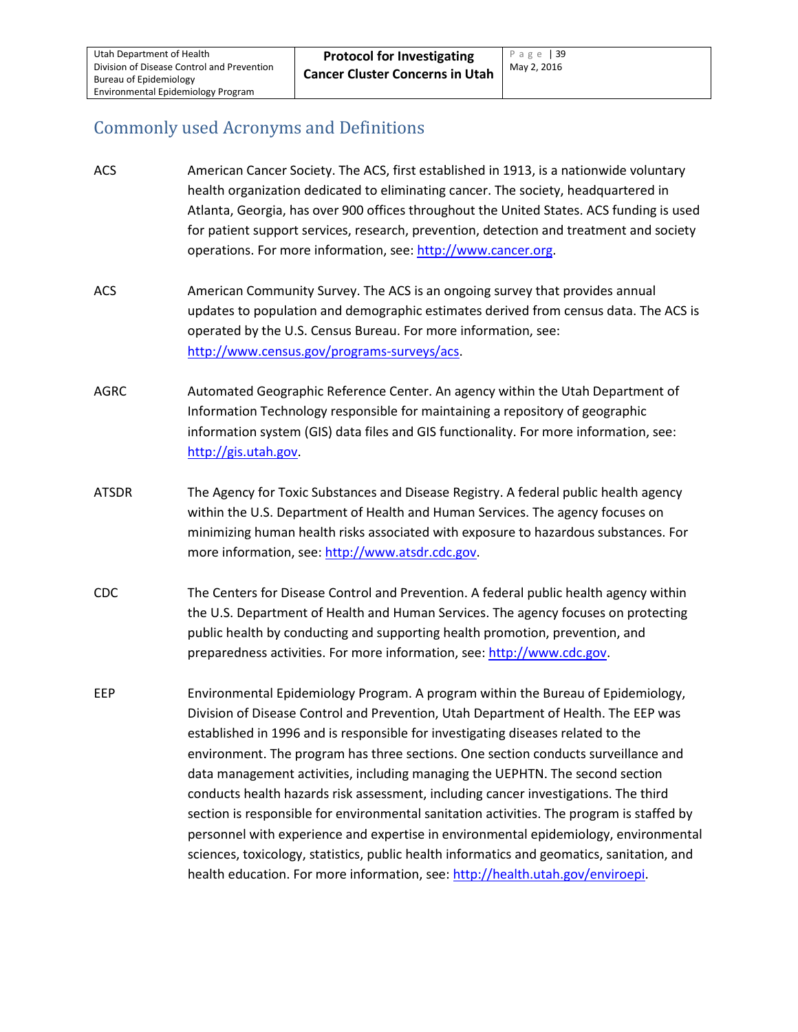## Commonly used Acronyms and Definitions

ACS — American Cancer Society. The ACS, first established in 1913, is a nationwide voluntary health organization dedicated to eliminating cancer. The society, headquartered in Atlanta, Georgia, has over 900 offices throughout the United States. ACS funding is used for patient support services, research, prevention, detection and treatment and society operations. For more information, see: http://www.cancer.org.

ACS — American Community Survey. The ACS is an ongoing survey that provides annual updates to population and demographic estimates derived from census data. The ACS is operated by the U.S. Census Bureau. For more information, see: http://www.census.gov/programs-surveys/acs.

AGRC — Automated Geographic Reference Center. An agency within the Utah Department of Information Technology responsible for maintaining a repository of geographic information system (GIS) data files and GIS functionality. For more information, see: http://gis.utah.gov.

ATSDR — The Agency for Toxic Substances and Disease Registry. A federal public health agency within the U.S. Department of Health and Human Services. The agency focuses on minimizing human health risks associated with exposure to hazardous substances. For more information, see: http://www.atsdr.cdc.gov.

CDC — The Centers for Disease Control and Prevention. A federal public health agency within the U.S. Department of Health and Human Services. The agency focuses on protecting public health by conducting and supporting health promotion, prevention, and preparedness activities. For more information, see: http://www.cdc.gov.

EEP — Environmental Epidemiology Program. A program within the Bureau of Epidemiology, Division of Disease Control and Prevention, Utah Department of Health. The EEP was established in 1996 and is responsible for investigating diseases related to the environment. The program has three sections. One section conducts surveillance and data management activities, including managing the UEPHTN. The second section conducts health hazards risk assessment, including cancer investigations. The third section is responsible for environmental sanitation activities. The program is staffed by personnel with experience and expertise in environmental epidemiology, environmental sciences, toxicology, statistics, public health informatics and geomatics, sanitation, and health education. For more information, see: http://health.utah.gov/enviroepi.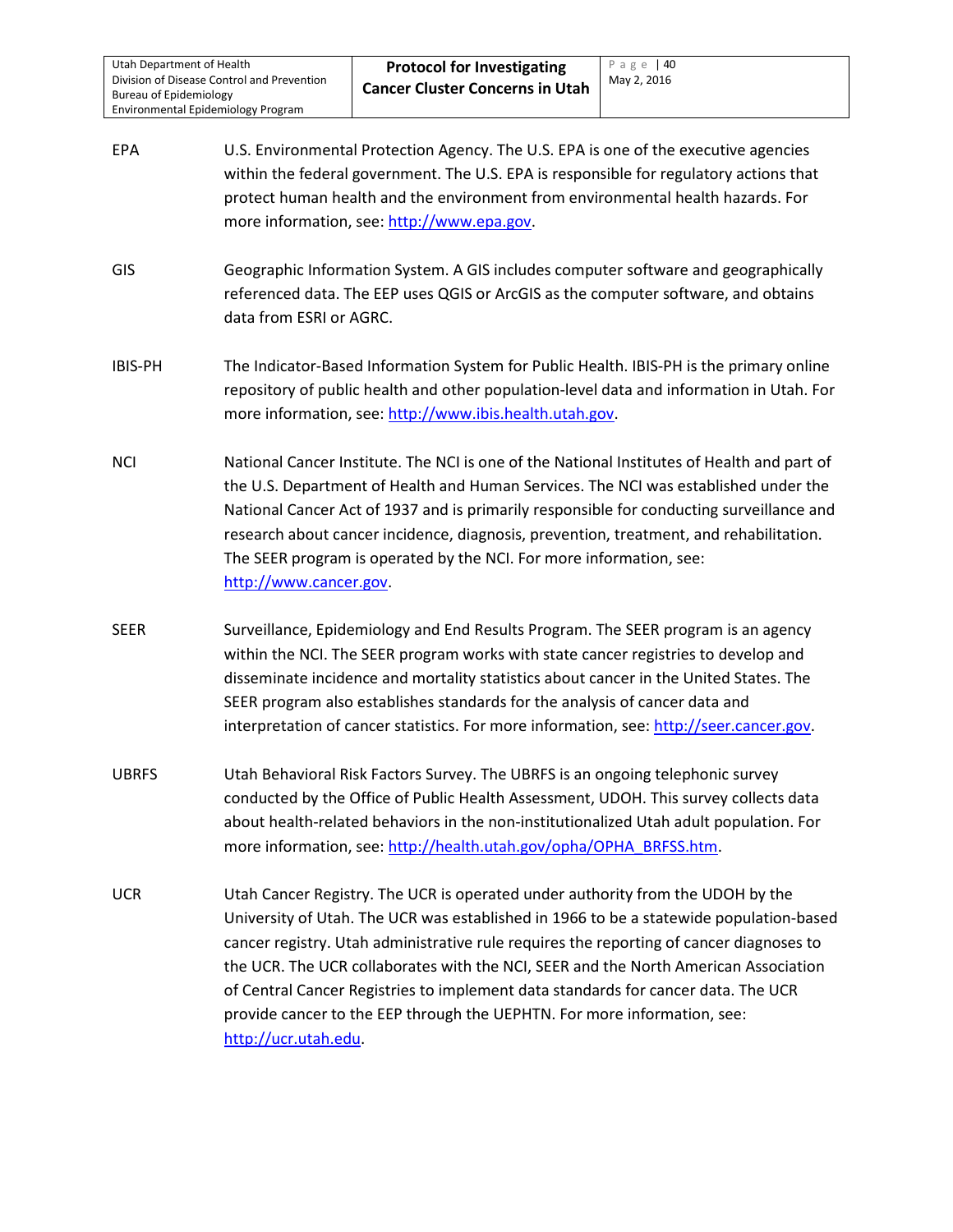**EPA** U.S. Environmental Protection Agency. The U.S. EPA is one of the executive agencies within the federal government. The U.S. EPA is responsible for regulatory actions that protect human health and the environment from environmental health hazards. For more information, see: http://www.epa.gov.

**GIS** Geographic Information System. A GIS includes computer software and geographically referenced data. The EEP uses QGIS or ArcGIS as the computer software, and obtains data from ESRI or AGRC.

**IBIS-PH** The Indicator-Based Information System for Public Health. IBIS-PH is the primary online repository of public health and other population-level data and information in Utah. For more information, see: http://www.ibis.health.utah.gov.

**NCI** National Cancer Institute. The NCI is one of the National Institutes of Health and part of the U.S. Department of Health and Human Services. The NCI was established under the National Cancer Act of 1937 and is primarily responsible for conducting surveillance and research about cancer incidence, diagnosis, prevention, treatment, and rehabilitation. The SEER program is operated by the NCI. For more information, see: http://www.cancer.gov.

**SEER** Surveillance, Epidemiology and End Results Program. The SEER program is an agency within the NCI. The SEER program works with state cancer registries to develop and disseminate incidence and mortality statistics about cancer in the United States. The SEER program also establishes standards for the analysis of cancer data and interpretation of cancer statistics. For more information, see: http://seer.cancer.gov.

**UBRFS** Utah Behavioral Risk Factors Survey. The UBRFS is an ongoing telephonic survey conducted by the Office of Public Health Assessment, UDOH. This survey collects data about health-related behaviors in the non-institutionalized Utah adult population. For more information, see: http://health.utah.gov/opha/OPHA_BRFSS.htm.

**UCR** Utah Cancer Registry. The UCR is operated under authority from the UDOH by the University of Utah. The UCR was established in 1966 to be a statewide population-based cancer registry. Utah administrative rule requires the reporting of cancer diagnoses to the UCR. The UCR collaborates with the NCI, SEER and the North American Association of Central Cancer Registries to implement data standards for cancer data. The UCR provide cancer to the EEP through the UEPHTN. For more information, see: http://ucr.utah.edu.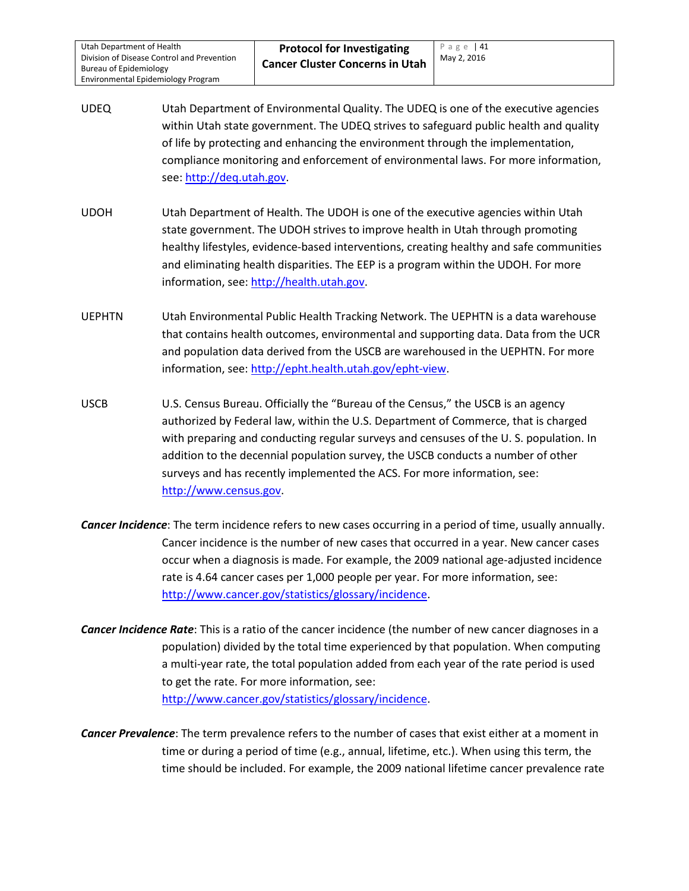UDEQ Utah Department of Environmental Quality. The UDEQ is one of the executive agencies within Utah state government. The UDEQ strives to safeguard public health and quality of life by protecting and enhancing the environment through the implementation, compliance monitoring and enforcement of environmental laws. For more information, see: http://deq.utah.gov.

UDOH Utah Department of Health. The UDOH is one of the executive agencies within Utah state government. The UDOH strives to improve health in Utah through promoting healthy lifestyles, evidence-based interventions, creating healthy and safe communities and eliminating health disparities. The EEP is a program within the UDOH. For more information, see: http://health.utah.gov.

UEPHTN Utah Environmental Public Health Tracking Network. The UEPHTN is a data warehouse that contains health outcomes, environmental and supporting data. Data from the UCR and population data derived from the USCB are warehoused in the UEPHTN. For more information, see: http://epht.health.utah.gov/epht-view.

USCB U.S. Census Bureau. Officially the "Bureau of the Census," the USCB is an agency authorized by Federal law, within the U.S. Department of Commerce, that is charged with preparing and conducting regular surveys and censuses of the U. S. population. In addition to the decennial population survey, the USCB conducts a number of other surveys and has recently implemented the ACS. For more information, see: http://www.census.gov.

***Cancer Incidence***: The term incidence refers to new cases occurring in a period of time, usually annually. Cancer incidence is the number of new cases that occurred in a year. New cancer cases occur when a diagnosis is made. For example, the 2009 national age-adjusted incidence rate is 4.64 cancer cases per 1,000 people per year. For more information, see: http://www.cancer.gov/statistics/glossary/incidence.

***Cancer Incidence Rate***: This is a ratio of the cancer incidence (the number of new cancer diagnoses in a population) divided by the total time experienced by that population. When computing a multi-year rate, the total population added from each year of the rate period is used to get the rate. For more information, see: http://www.cancer.gov/statistics/glossary/incidence.

***Cancer Prevalence***: The term prevalence refers to the number of cases that exist either at a moment in time or during a period of time (e.g., annual, lifetime, etc.). When using this term, the time should be included. For example, the 2009 national lifetime cancer prevalence rate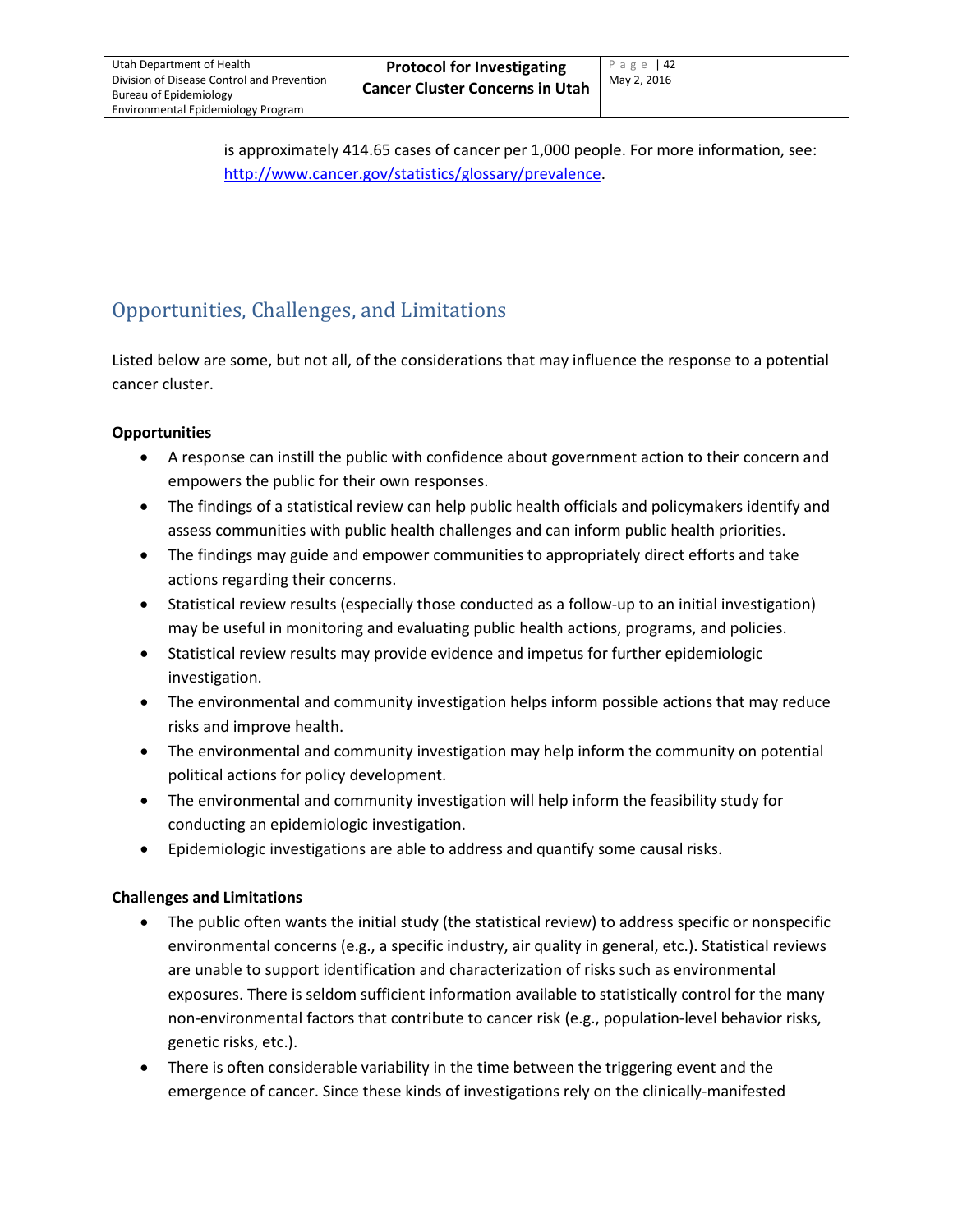is approximately 414.65 cases of cancer per 1,000 people. For more information, see: [http://www.cancer.gov/statistics/glossary/prevalence](http://www.cancer.gov/statistics/glossary/prevalence).

## Opportunities, Challenges, and Limitations

Listed below are some, but not all, of the considerations that may influence the response to a potential cancer cluster.

**Opportunities**

- A response can instill the public with confidence about government action to their concern and empowers the public for their own responses.
- The findings of a statistical review can help public health officials and policymakers identify and assess communities with public health challenges and can inform public health priorities.
- The findings may guide and empower communities to appropriately direct efforts and take actions regarding their concerns.
- Statistical review results (especially those conducted as a follow-up to an initial investigation) may be useful in monitoring and evaluating public health actions, programs, and policies.
- Statistical review results may provide evidence and impetus for further epidemiologic investigation.
- The environmental and community investigation helps inform possible actions that may reduce risks and improve health.
- The environmental and community investigation may help inform the community on potential political actions for policy development.
- The environmental and community investigation will help inform the feasibility study for conducting an epidemiologic investigation.
- Epidemiologic investigations are able to address and quantify some causal risks.

**Challenges and Limitations**

- The public often wants the initial study (the statistical review) to address specific or nonspecific environmental concerns (e.g., a specific industry, air quality in general, etc.). Statistical reviews are unable to support identification and characterization of risks such as environmental exposures. There is seldom sufficient information available to statistically control for the many non-environmental factors that contribute to cancer risk (e.g., population-level behavior risks, genetic risks, etc.).
- There is often considerable variability in the time between the triggering event and the emergence of cancer. Since these kinds of investigations rely on the clinically-manifested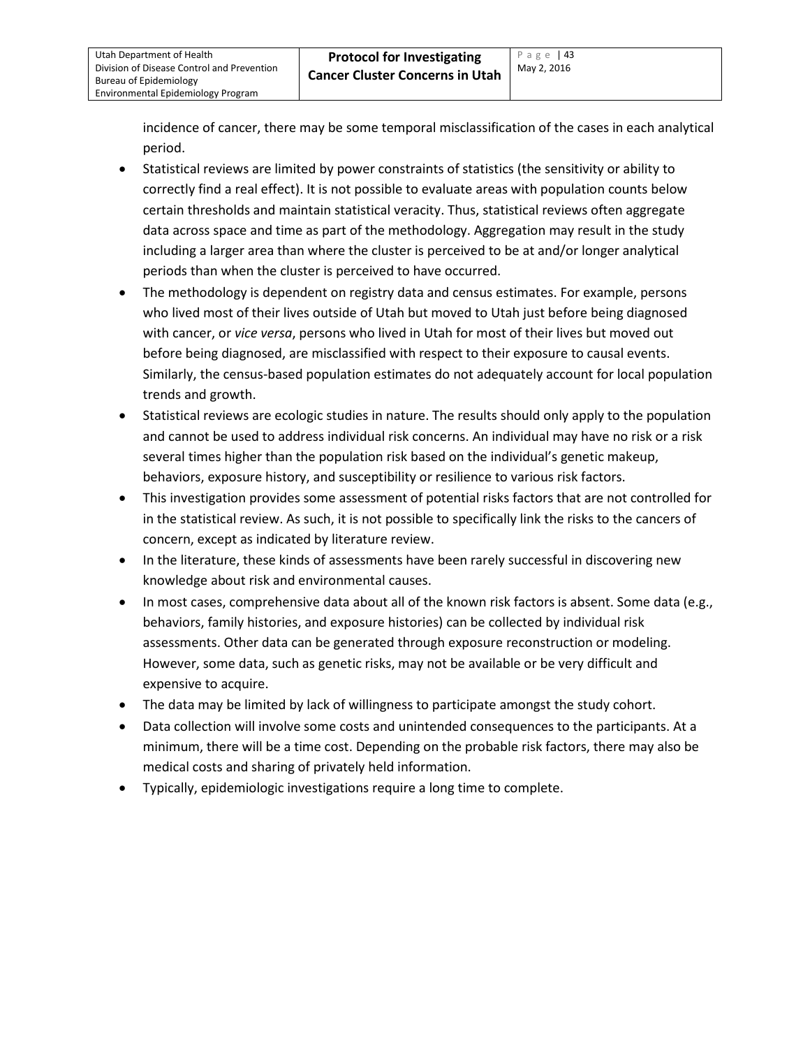incidence of cancer, there may be some temporal misclassification of the cases in each analytical period.

- Statistical reviews are limited by power constraints of statistics (the sensitivity or ability to correctly find a real effect). It is not possible to evaluate areas with population counts below certain thresholds and maintain statistical veracity. Thus, statistical reviews often aggregate data across space and time as part of the methodology. Aggregation may result in the study including a larger area than where the cluster is perceived to be at and/or longer analytical periods than when the cluster is perceived to have occurred.
- The methodology is dependent on registry data and census estimates. For example, persons who lived most of their lives outside of Utah but moved to Utah just before being diagnosed with cancer, or *vice versa*, persons who lived in Utah for most of their lives but moved out before being diagnosed, are misclassified with respect to their exposure to causal events. Similarly, the census-based population estimates do not adequately account for local population trends and growth.
- Statistical reviews are ecologic studies in nature. The results should only apply to the population and cannot be used to address individual risk concerns. An individual may have no risk or a risk several times higher than the population risk based on the individual's genetic makeup, behaviors, exposure history, and susceptibility or resilience to various risk factors.
- This investigation provides some assessment of potential risks factors that are not controlled for in the statistical review. As such, it is not possible to specifically link the risks to the cancers of concern, except as indicated by literature review.
- In the literature, these kinds of assessments have been rarely successful in discovering new knowledge about risk and environmental causes.
- In most cases, comprehensive data about all of the known risk factors is absent. Some data (e.g., behaviors, family histories, and exposure histories) can be collected by individual risk assessments. Other data can be generated through exposure reconstruction or modeling. However, some data, such as genetic risks, may not be available or be very difficult and expensive to acquire.
- The data may be limited by lack of willingness to participate amongst the study cohort.
- Data collection will involve some costs and unintended consequences to the participants. At a minimum, there will be a time cost. Depending on the probable risk factors, there may also be medical costs and sharing of privately held information.
- Typically, epidemiologic investigations require a long time to complete.